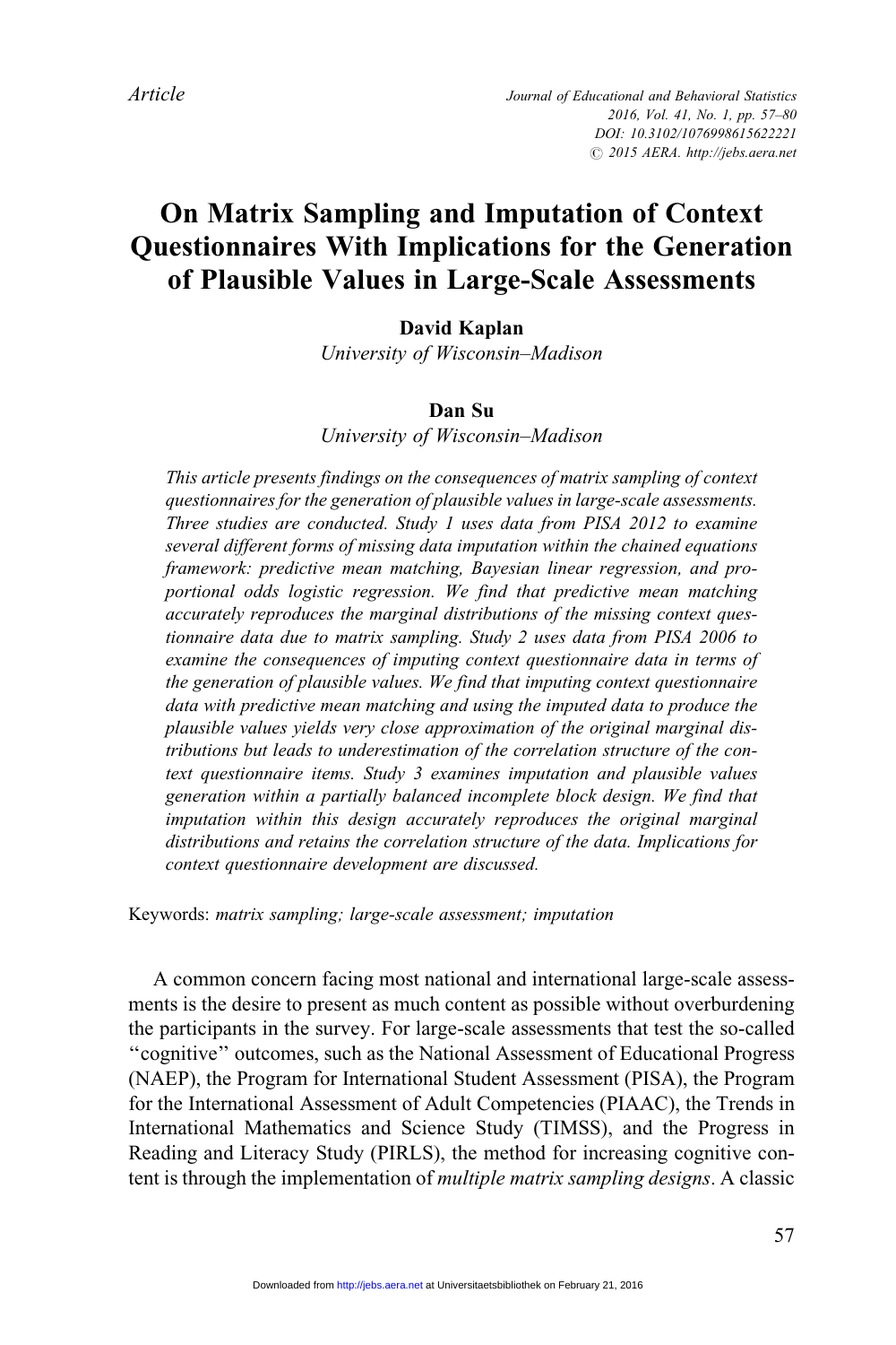*Article*

# On Matrix Sampling and Imputation of Context Questionnaires With Implications for the Generation of Plausible Values in Large-Scale Assessments

**David Kaplan**
*University of Wisconsin–Madison*

**Dan Su**
*University of Wisconsin–Madison*

*This article presents findings on the consequences of matrix sampling of context questionnaires for the generation of plausible values in large-scale assessments. Three studies are conducted. Study 1 uses data from PISA 2012 to examine several different forms of missing data imputation within the chained equations framework: predictive mean matching, Bayesian linear regression, and proportional odds logistic regression. We find that predictive mean matching accurately reproduces the marginal distributions of the missing context questionnaire data due to matrix sampling. Study 2 uses data from PISA 2006 to examine the consequences of imputing context questionnaire data in terms of the generation of plausible values. We find that imputing context questionnaire data with predictive mean matching and using the imputed data to produce the plausible values yields very close approximation of the original marginal distributions but leads to underestimation of the correlation structure of the context questionnaire items. Study 3 examines imputation and plausible values generation within a partially balanced incomplete block design. We find that imputation within this design accurately reproduces the original marginal distributions and retains the correlation structure of the data. Implications for context questionnaire development are discussed.*

Keywords: *matrix sampling; large-scale assessment; imputation*

A common concern facing most national and international large-scale assessments is the desire to present as much content as possible without overburdening the participants in the survey. For large-scale assessments that test the so-called "cognitive" outcomes, such as the National Assessment of Educational Progress (NAEP), the Program for International Student Assessment (PISA), the Program for the International Assessment of Adult Competencies (PIAAC), the Trends in International Mathematics and Science Study (TIMSS), and the Progress in Reading and Literacy Study (PIRLS), the method for increasing cognitive content is through the implementation of *multiple matrix sampling designs*. A classic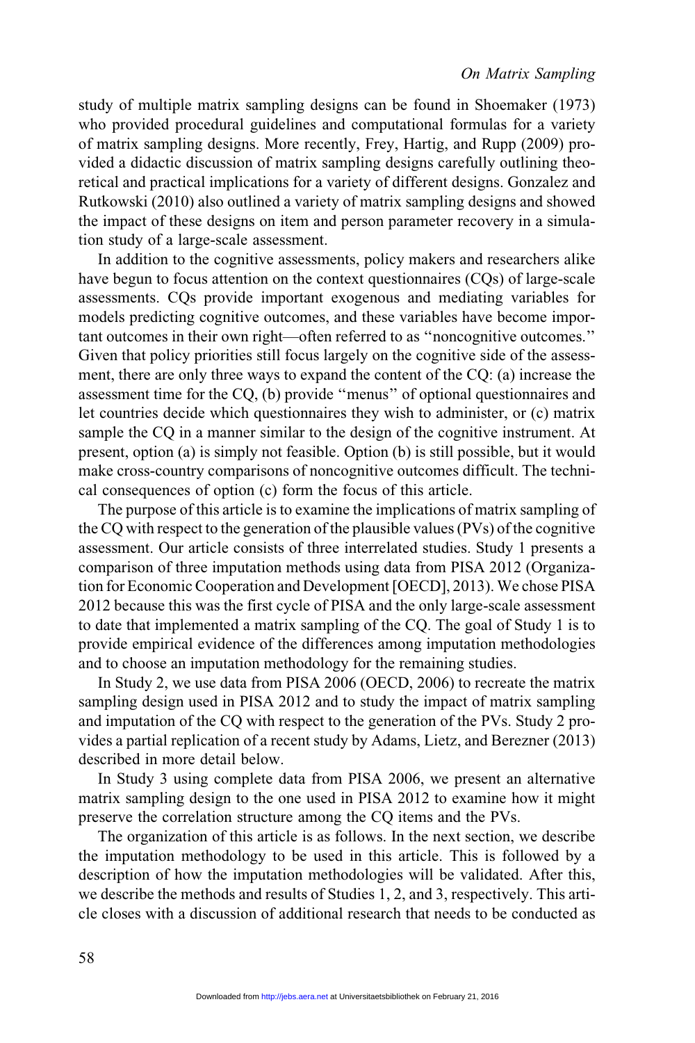study of multiple matrix sampling designs can be found in Shoemaker (1973) who provided procedural guidelines and computational formulas for a variety of matrix sampling designs. More recently, Frey, Hartig, and Rupp (2009) provided a didactic discussion of matrix sampling designs carefully outlining theoretical and practical implications for a variety of different designs. Gonzalez and Rutkowski (2010) also outlined a variety of matrix sampling designs and showed the impact of these designs on item and person parameter recovery in a simulation study of a large-scale assessment.

In addition to the cognitive assessments, policy makers and researchers alike have begun to focus attention on the context questionnaires (CQs) of large-scale assessments. CQs provide important exogenous and mediating variables for models predicting cognitive outcomes, and these variables have become important outcomes in their own right—often referred to as "noncognitive outcomes." Given that policy priorities still focus largely on the cognitive side of the assessment, there are only three ways to expand the content of the CQ: (a) increase the assessment time for the CQ, (b) provide "menus" of optional questionnaires and let countries decide which questionnaires they wish to administer, or (c) matrix sample the CQ in a manner similar to the design of the cognitive instrument. At present, option (a) is simply not feasible. Option (b) is still possible, but it would make cross-country comparisons of noncognitive outcomes difficult. The technical consequences of option (c) form the focus of this article.

The purpose of this article is to examine the implications of matrix sampling of the CQ with respect to the generation of the plausible values (PVs) of the cognitive assessment. Our article consists of three interrelated studies. Study 1 presents a comparison of three imputation methods using data from PISA 2012 (Organization for Economic Cooperation and Development [OECD], 2013). We chose PISA 2012 because this was the first cycle of PISA and the only large-scale assessment to date that implemented a matrix sampling of the CQ. The goal of Study 1 is to provide empirical evidence of the differences among imputation methodologies and to choose an imputation methodology for the remaining studies.

In Study 2, we use data from PISA 2006 (OECD, 2006) to recreate the matrix sampling design used in PISA 2012 and to study the impact of matrix sampling and imputation of the CQ with respect to the generation of the PVs. Study 2 provides a partial replication of a recent study by Adams, Lietz, and Berezner (2013) described in more detail below.

In Study 3 using complete data from PISA 2006, we present an alternative matrix sampling design to the one used in PISA 2012 to examine how it might preserve the correlation structure among the CQ items and the PVs.

The organization of this article is as follows. In the next section, we describe the imputation methodology to be used in this article. This is followed by a description of how the imputation methodologies will be validated. After this, we describe the methods and results of Studies 1, 2, and 3, respectively. This article closes with a discussion of additional research that needs to be conducted as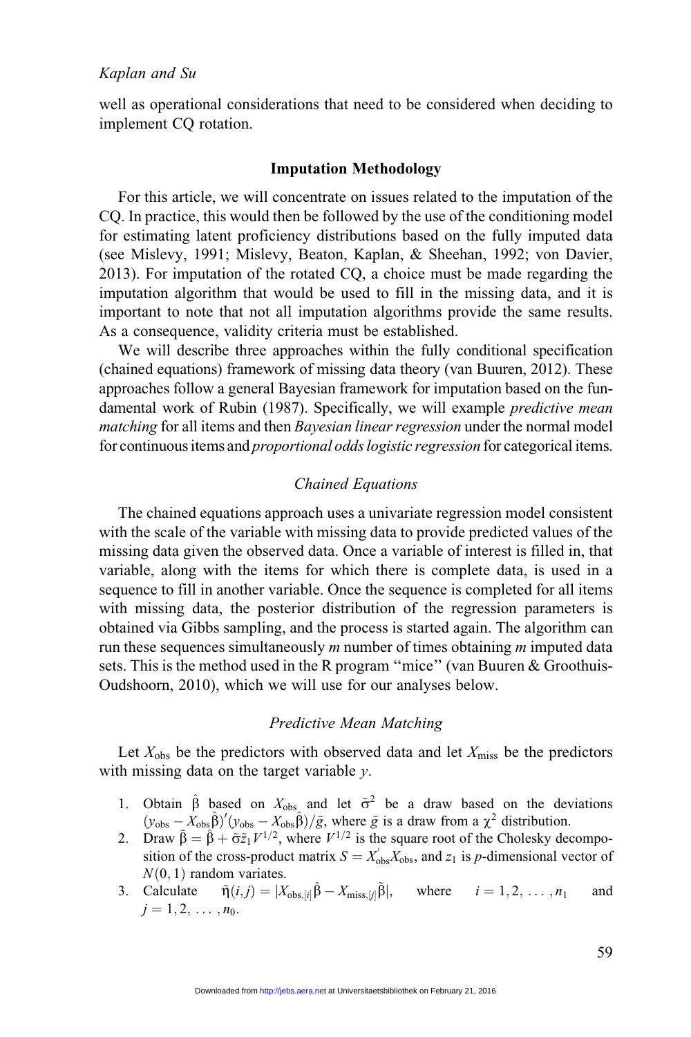well as operational considerations that need to be considered when deciding to implement CQ rotation.

## Imputation Methodology

For this article, we will concentrate on issues related to the imputation of the CQ. In practice, this would then be followed by the use of the conditioning model for estimating latent proficiency distributions based on the fully imputed data (see Mislevy, 1991; Mislevy, Beaton, Kaplan, & Sheehan, 1992; von Davier, 2013). For imputation of the rotated CQ, a choice must be made regarding the imputation algorithm that would be used to fill in the missing data, and it is important to note that not all imputation algorithms provide the same results. As a consequence, validity criteria must be established.

We will describe three approaches within the fully conditional specification (chained equations) framework of missing data theory (van Buuren, 2012). These approaches follow a general Bayesian framework for imputation based on the fundamental work of Rubin (1987). Specifically, we will example *predictive mean matching* for all items and then *Bayesian linear regression* under the normal model for continuous items and *proportional odds logistic regression* for categorical items.

### *Chained Equations*

The chained equations approach uses a univariate regression model consistent with the scale of the variable with missing data to provide predicted values of the missing data given the observed data. Once a variable of interest is filled in, that variable, along with the items for which there is complete data, is used in a sequence to fill in another variable. Once the sequence is completed for all items with missing data, the posterior distribution of the regression parameters is obtained via Gibbs sampling, and the process is started again. The algorithm can run these sequences simultaneously $m$ number of times obtaining $m$ imputed data sets. This is the method used in the R program "mice" (van Buuren & Groothuis-Oudshoorn, 2010), which we will use for our analyses below.

### *Predictive Mean Matching*

Let $X_{\text{obs}}$ be the predictors with observed data and let $X_{\text{miss}}$ be the predictors with missing data on the target variable $y$.

1. Obtain $\hat{\beta}$ based on $X_{\text{obs}}$ and let $\tilde{\sigma}^2$ be a draw based on the deviations $(y_{\text{obs}} - X_{\text{obs}}\hat{\beta})'(y_{\text{obs}} - X_{\text{obs}}\hat{\beta})/\tilde{g}$, where $\tilde{g}$ is a draw from a $\chi^2$ distribution.
2. Draw $\tilde{\beta} = \hat{\beta} + \tilde{\sigma}\tilde{z}_1 V^{1/2}$, where $V^{1/2}$ is the square root of the Cholesky decomposition of the cross-product matrix $S = X'_{\text{obs}}X_{\text{obs}}$, and $z_1$ is $p$-dimensional vector of $N(0, 1)$ random variates.
3. Calculate $\tilde{\eta}(i, j) = |X_{\text{obs},[i]}\hat{\beta} - X_{\text{miss},[j]}\tilde{\beta}|$, where $i = 1, 2, \ldots, n_1$ and $j = 1, 2, \ldots, n_0$.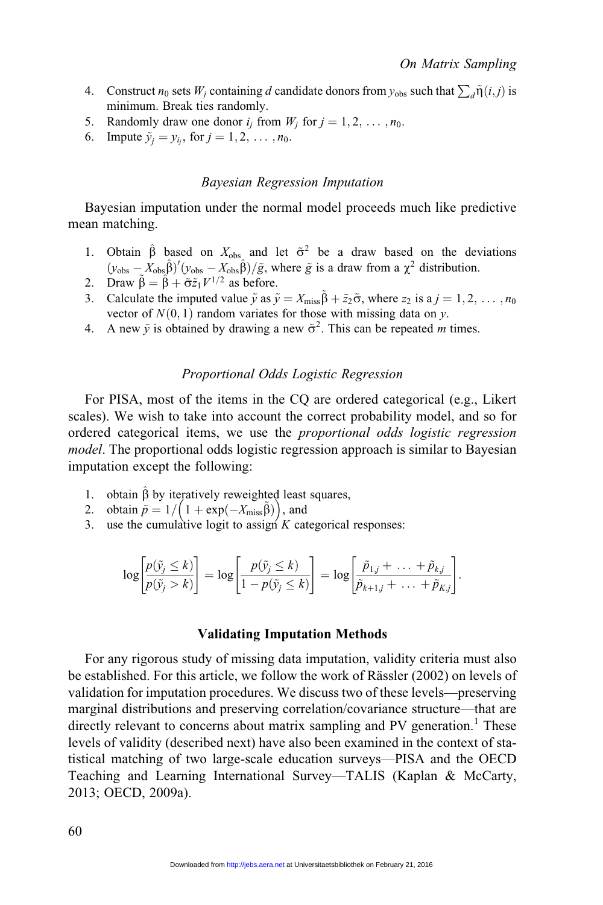4. Construct $n_0$ sets $W_j$ containing $d$ candidate donors from $y_{\text{obs}}$ such that $\sum_d \tilde{\eta}(i,j)$ is minimum. Break ties randomly.
5. Randomly draw one donor $i_j$ from $W_j$ for $j = 1, 2, \ldots, n_0$.
6. Impute $\tilde{y}_j = y_{i_j}$, for $j = 1, 2, \ldots, n_0$.

### *Bayesian Regression Imputation*

Bayesian imputation under the normal model proceeds much like predictive mean matching.

1. Obtain $\hat{\beta}$ based on $X_{\text{obs}}$ and let $\tilde{\sigma}^2$ be a draw based on the deviations $(y_{\text{obs}} - X_{\text{obs}}\hat{\beta})'(y_{\text{obs}} - X_{\text{obs}}\hat{\beta})/\tilde{g}$, where $\tilde{g}$ is a draw from a $\chi^2$ distribution.
2. Draw $\tilde{\beta} = \hat{\beta} + \tilde{\sigma}\tilde{z}_1 V^{1/2}$ as before.
3. Calculate the imputed value $\tilde{y}$ as $\tilde{y} = X_{\text{miss}}\tilde{\beta} + \tilde{z}_2\tilde{\sigma}$, where $z_2$ is a $j = 1, 2, \ldots, n_0$ vector of $N(0, 1)$ random variates for those with missing data on $y$.
4. A new $\tilde{y}$ is obtained by drawing a new $\tilde{\sigma}^2$. This can be repeated $m$ times.

### *Proportional Odds Logistic Regression*

For PISA, most of the items in the CQ are ordered categorical (e.g., Likert scales). We wish to take into account the correct probability model, and so for ordered categorical items, we use the *proportional odds logistic regression model*. The proportional odds logistic regression approach is similar to Bayesian imputation except the following:

1. obtain $\hat{\beta}$ by iteratively reweighted least squares,
2. obtain $\tilde{p} = 1/\left(1 + \exp(-X_{\text{miss}}\tilde{\beta})\right)$, and
3. use the cumulative logit to assign $K$ categorical responses:

$$\log\left[\frac{p(\tilde{y}_j \leq k)}{p(\tilde{y}_j > k)}\right] = \log\left[\frac{p(\tilde{y}_j \leq k)}{1 - p(\tilde{y}_j \leq k)}\right] = \log\left[\frac{\tilde{p}_{1,j} + \ldots + \tilde{p}_{k,j}}{\tilde{p}_{k+1,j} + \ldots + \tilde{p}_{K,j}}\right].$$

## **Validating Imputation Methods**

For any rigorous study of missing data imputation, validity criteria must also be established. For this article, we follow the work of Rässler (2002) on levels of validation for imputation procedures. We discuss two of these levels—preserving marginal distributions and preserving correlation/covariance structure—that are directly relevant to concerns about matrix sampling and PV generation.[1] These levels of validity (described next) have also been examined in the context of statistical matching of two large-scale education surveys—PISA and the OECD Teaching and Learning International Survey—TALIS (Kaplan & McCarty, 2013; OECD, 2009a).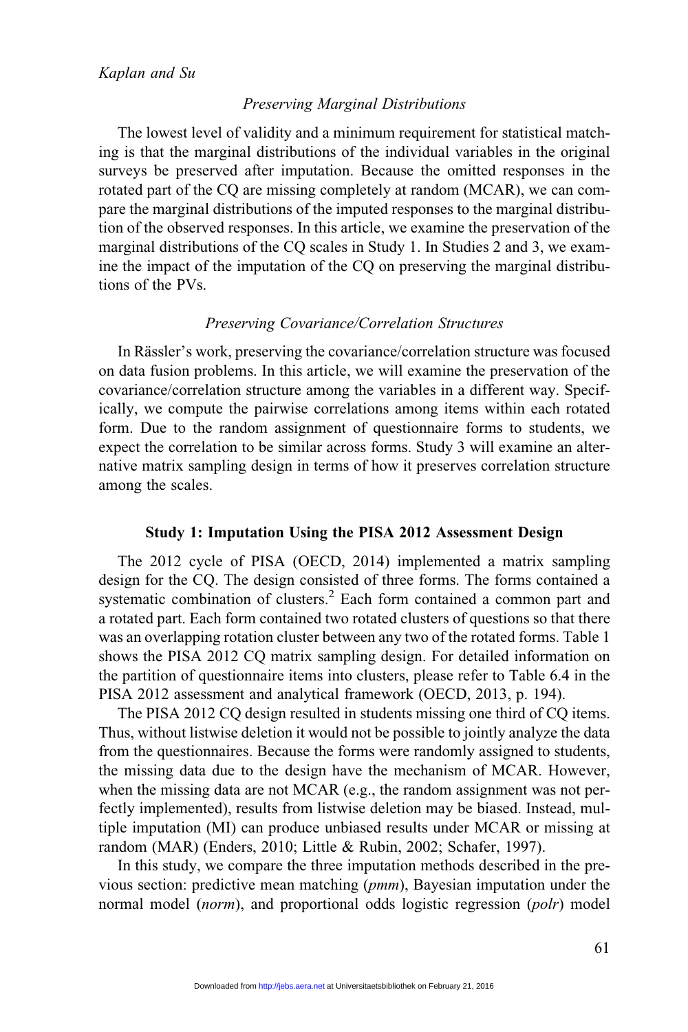### *Preserving Marginal Distributions*

The lowest level of validity and a minimum requirement for statistical matching is that the marginal distributions of the individual variables in the original surveys be preserved after imputation. Because the omitted responses in the rotated part of the CQ are missing completely at random (MCAR), we can compare the marginal distributions of the imputed responses to the marginal distribution of the observed responses. In this article, we examine the preservation of the marginal distributions of the CQ scales in Study 1. In Studies 2 and 3, we examine the impact of the imputation of the CQ on preserving the marginal distributions of the PVs.

### *Preserving Covariance/Correlation Structures*

In Rässler's work, preserving the covariance/correlation structure was focused on data fusion problems. In this article, we will examine the preservation of the covariance/correlation structure among the variables in a different way. Specifically, we compute the pairwise correlations among items within each rotated form. Due to the random assignment of questionnaire forms to students, we expect the correlation to be similar across forms. Study 3 will examine an alternative matrix sampling design in terms of how it preserves correlation structure among the scales.

## Study 1: Imputation Using the PISA 2012 Assessment Design

The 2012 cycle of PISA (OECD, 2014) implemented a matrix sampling design for the CQ. The design consisted of three forms. The forms contained a systematic combination of clusters.[2] Each form contained a common part and a rotated part. Each form contained two rotated clusters of questions so that there was an overlapping rotation cluster between any two of the rotated forms. Table 1 shows the PISA 2012 CQ matrix sampling design. For detailed information on the partition of questionnaire items into clusters, please refer to Table 6.4 in the PISA 2012 assessment and analytical framework (OECD, 2013, p. 194).

The PISA 2012 CQ design resulted in students missing one third of CQ items. Thus, without listwise deletion it would not be possible to jointly analyze the data from the questionnaires. Because the forms were randomly assigned to students, the missing data due to the design have the mechanism of MCAR. However, when the missing data are not MCAR (e.g., the random assignment was not perfectly implemented), results from listwise deletion may be biased. Instead, multiple imputation (MI) can produce unbiased results under MCAR or missing at random (MAR) (Enders, 2010; Little & Rubin, 2002; Schafer, 1997).

In this study, we compare the three imputation methods described in the previous section: predictive mean matching (*pmm*), Bayesian imputation under the normal model (*norm*), and proportional odds logistic regression (*polr*) model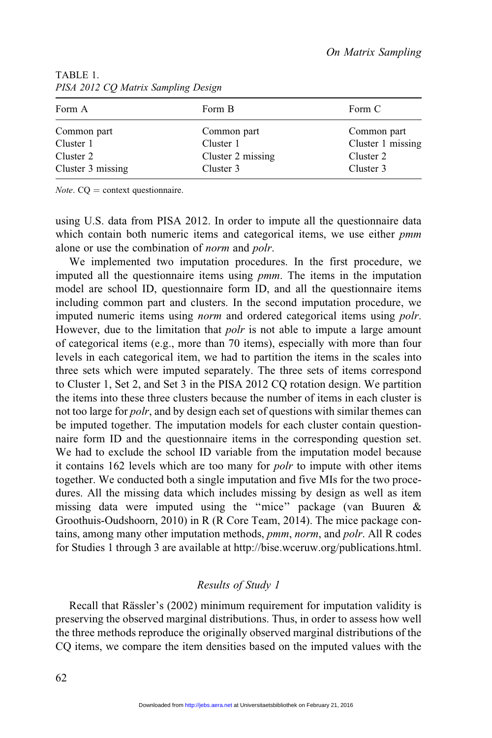TABLE 1.
*PISA 2012 CQ Matrix Sampling Design*

| Form A | Form B | Form C |
|---|---|---|
| Common part | Common part | Common part |
| Cluster 1 | Cluster 1 | Cluster 1 missing |
| Cluster 2 | Cluster 2 missing | Cluster 2 |
| Cluster 3 missing | Cluster 3 | Cluster 3 |

*Note*. CQ = context questionnaire.

using U.S. data from PISA 2012. In order to impute all the questionnaire data which contain both numeric items and categorical items, we use either *pmm* alone or use the combination of *norm* and *polr*.

We implemented two imputation procedures. In the first procedure, we imputed all the questionnaire items using *pmm*. The items in the imputation model are school ID, questionnaire form ID, and all the questionnaire items including common part and clusters. In the second imputation procedure, we imputed numeric items using *norm* and ordered categorical items using *polr*. However, due to the limitation that *polr* is not able to impute a large amount of categorical items (e.g., more than 70 items), especially with more than four levels in each categorical item, we had to partition the items in the scales into three sets which were imputed separately. The three sets of items correspond to Cluster 1, Set 2, and Set 3 in the PISA 2012 CQ rotation design. We partition the items into these three clusters because the number of items in each cluster is not too large for *polr*, and by design each set of questions with similar themes can be imputed together. The imputation models for each cluster contain questionnaire form ID and the questionnaire items in the corresponding question set. We had to exclude the school ID variable from the imputation model because it contains 162 levels which are too many for *polr* to impute with other items together. We conducted both a single imputation and five MIs for the two procedures. All the missing data which includes missing by design as well as item missing data were imputed using the "mice" package (van Buuren & Groothuis-Oudshoorn, 2010) in R (R Core Team, 2014). The mice package contains, among many other imputation methods, *pmm*, *norm*, and *polr*. All R codes for Studies 1 through 3 are available at http://bise.wceruw.org/publications.html.

### *Results of Study 1*

Recall that Rässler's (2002) minimum requirement for imputation validity is preserving the observed marginal distributions. Thus, in order to assess how well the three methods reproduce the originally observed marginal distributions of the CQ items, we compare the item densities based on the imputed values with the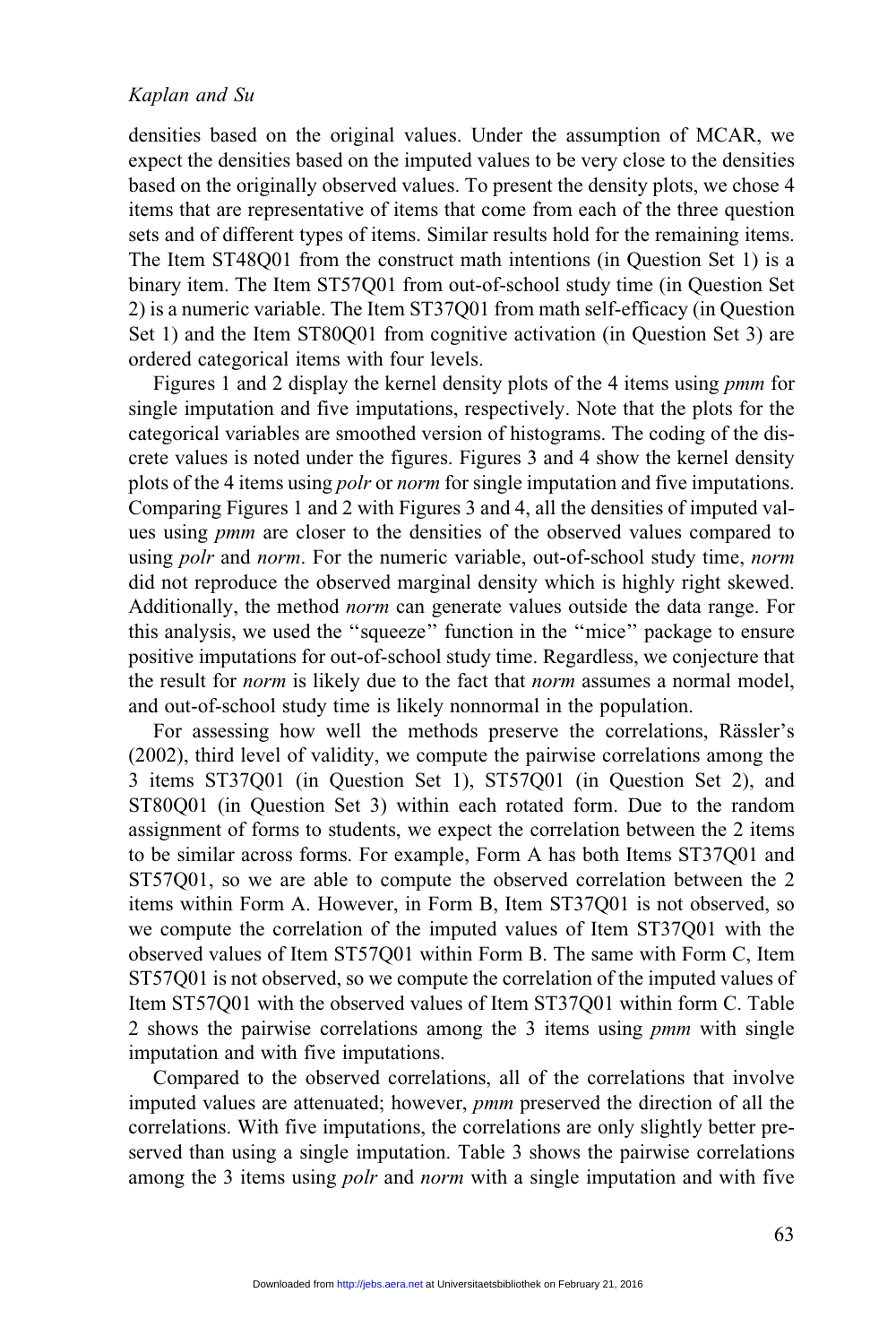densities based on the original values. Under the assumption of MCAR, we expect the densities based on the imputed values to be very close to the densities based on the originally observed values. To present the density plots, we chose 4 items that are representative of items that come from each of the three question sets and of different types of items. Similar results hold for the remaining items. The Item ST48Q01 from the construct math intentions (in Question Set 1) is a binary item. The Item ST57Q01 from out-of-school study time (in Question Set 2) is a numeric variable. The Item ST37Q01 from math self-efficacy (in Question Set 1) and the Item ST80Q01 from cognitive activation (in Question Set 3) are ordered categorical items with four levels.

Figures 1 and 2 display the kernel density plots of the 4 items using *pmm* for single imputation and five imputations, respectively. Note that the plots for the categorical variables are smoothed version of histograms. The coding of the discrete values is noted under the figures. Figures 3 and 4 show the kernel density plots of the 4 items using *polr* or *norm* for single imputation and five imputations. Comparing Figures 1 and 2 with Figures 3 and 4, all the densities of imputed values using *pmm* are closer to the densities of the observed values compared to using *polr* and *norm*. For the numeric variable, out-of-school study time, *norm* did not reproduce the observed marginal density which is highly right skewed. Additionally, the method *norm* can generate values outside the data range. For this analysis, we used the ''squeeze'' function in the ''mice'' package to ensure positive imputations for out-of-school study time. Regardless, we conjecture that the result for *norm* is likely due to the fact that *norm* assumes a normal model, and out-of-school study time is likely nonnormal in the population.

For assessing how well the methods preserve the correlations, Rässler's (2002), third level of validity, we compute the pairwise correlations among the 3 items ST37Q01 (in Question Set 1), ST57Q01 (in Question Set 2), and ST80Q01 (in Question Set 3) within each rotated form. Due to the random assignment of forms to students, we expect the correlation between the 2 items to be similar across forms. For example, Form A has both Items ST37Q01 and ST57Q01, so we are able to compute the observed correlation between the 2 items within Form A. However, in Form B, Item ST37Q01 is not observed, so we compute the correlation of the imputed values of Item ST37Q01 with the observed values of Item ST57Q01 within Form B. The same with Form C, Item ST57Q01 is not observed, so we compute the correlation of the imputed values of Item ST57Q01 with the observed values of Item ST37Q01 within form C. Table 2 shows the pairwise correlations among the 3 items using *pmm* with single imputation and with five imputations.

Compared to the observed correlations, all of the correlations that involve imputed values are attenuated; however, *pmm* preserved the direction of all the correlations. With five imputations, the correlations are only slightly better preserved than using a single imputation. Table 3 shows the pairwise correlations among the 3 items using *polr* and *norm* with a single imputation and with five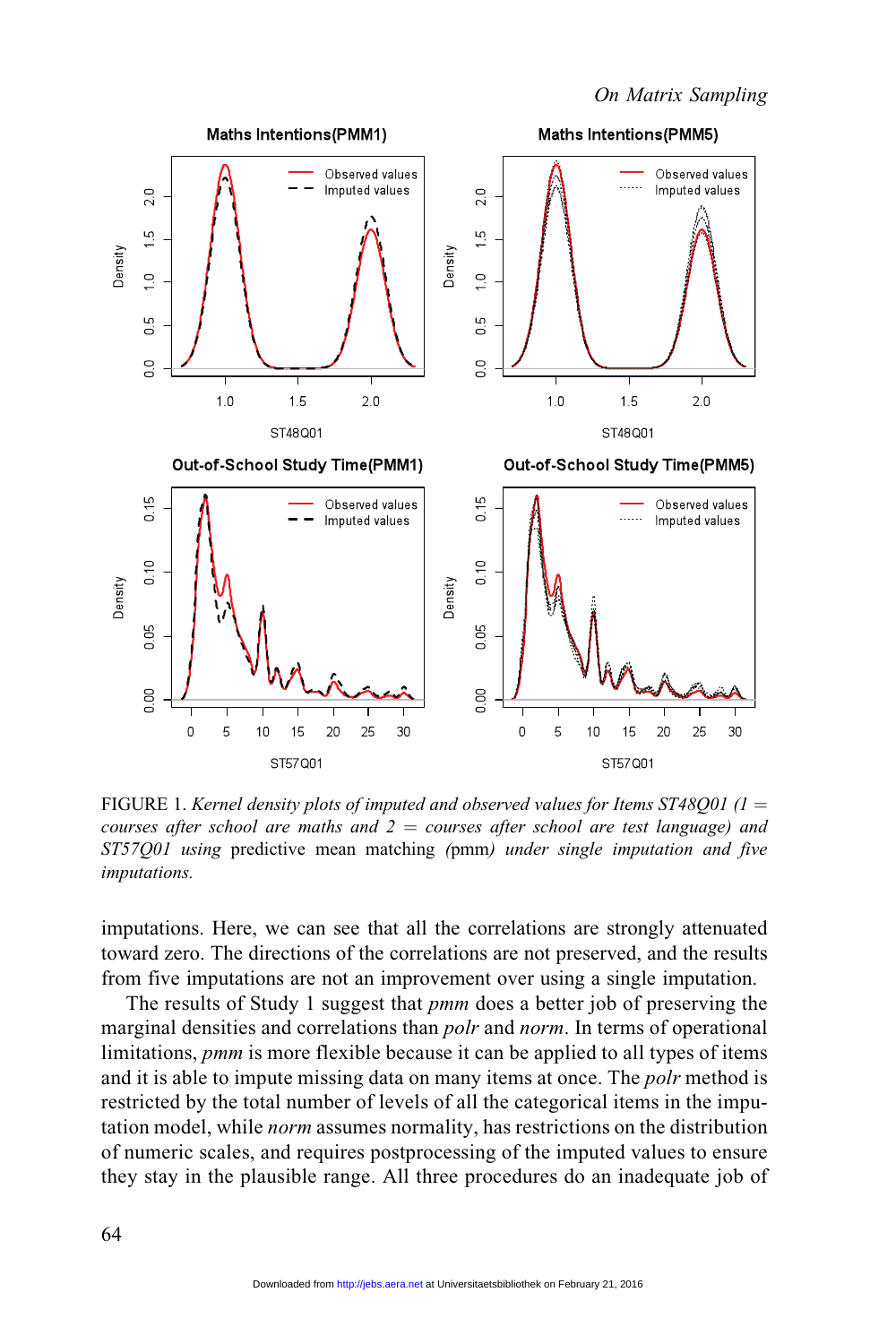FIGURE 1. *Kernel density plots of imputed and observed values for Items ST48Q01 (1 = courses after school are maths and 2 = courses after school are test language) and ST57Q01 using* predictive mean matching *(*pmm*) under single imputation and five imputations.*

imputations. Here, we can see that all the correlations are strongly attenuated toward zero. The directions of the correlations are not preserved, and the results from five imputations are not an improvement over using a single imputation.

The results of Study 1 suggest that *pmm* does a better job of preserving the marginal densities and correlations than *polr* and *norm*. In terms of operational limitations, *pmm* is more flexible because it can be applied to all types of items and it is able to impute missing data on many items at once. The *polr* method is restricted by the total number of levels of all the categorical items in the imputation model, while *norm* assumes normality, has restrictions on the distribution of numeric scales, and requires postprocessing of the imputed values to ensure they stay in the plausible range. All three procedures do an inadequate job of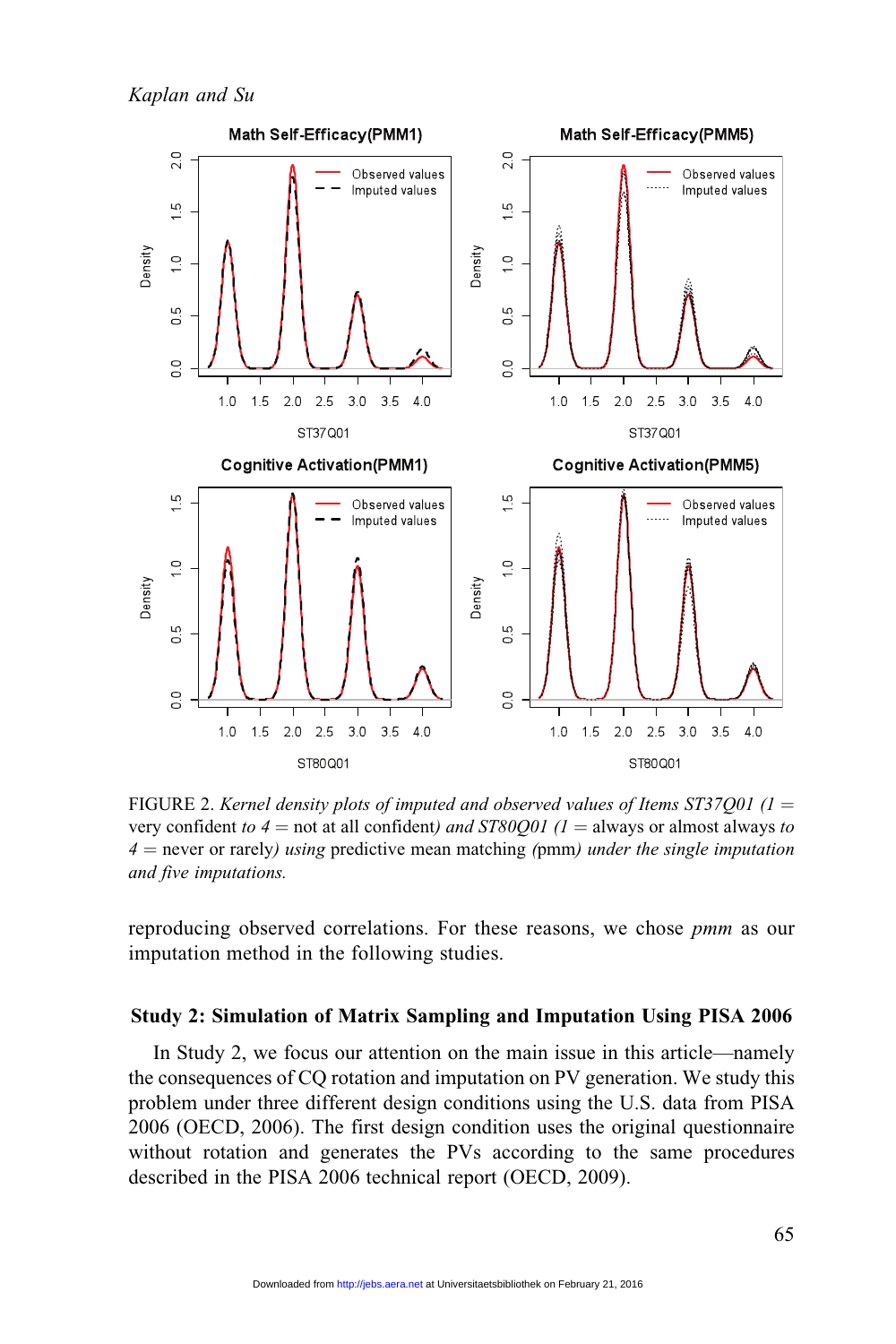FIGURE 2. *Kernel density plots of imputed and observed values of Items ST37Q01 (1 =* very confident *to 4 =* not at all confident*) and ST80Q01 (1 =* always or almost always *to 4 =* never or rarely*) using* predictive mean matching *(*pmm*) under the single imputation and five imputations.*

reproducing observed correlations. For these reasons, we chose *pmm* as our imputation method in the following studies.

### Study 2: Simulation of Matrix Sampling and Imputation Using PISA 2006

In Study 2, we focus our attention on the main issue in this article—namely the consequences of CQ rotation and imputation on PV generation. We study this problem under three different design conditions using the U.S. data from PISA 2006 (OECD, 2006). The first design condition uses the original questionnaire without rotation and generates the PVs according to the same procedures described in the PISA 2006 technical report (OECD, 2009).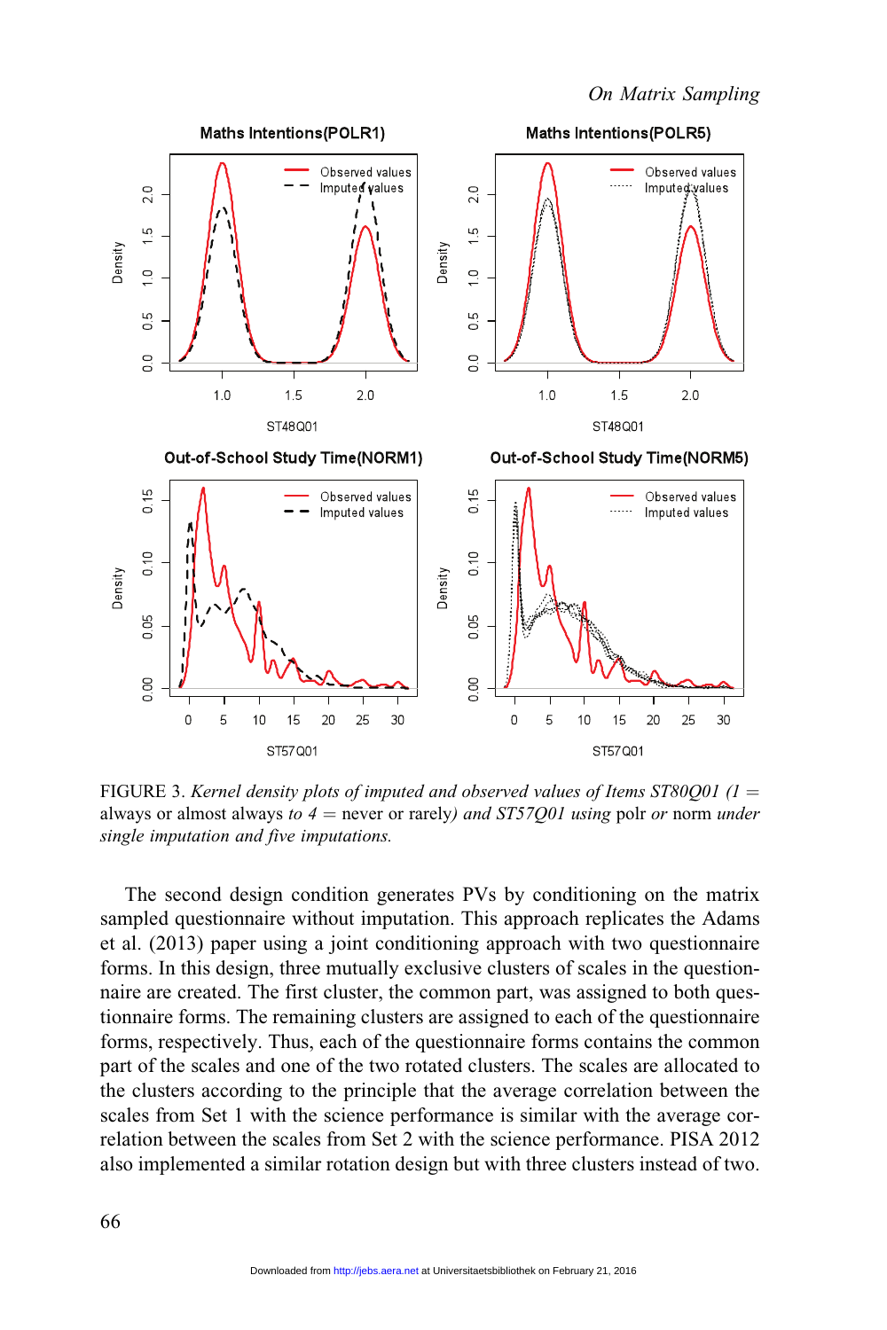FIGURE 3. *Kernel density plots of imputed and observed values of Items ST80Q01 (1* = always or almost always *to 4* = never or rarely*) and ST57Q01 using* polr *or* norm *under single imputation and five imputations.*

The second design condition generates PVs by conditioning on the matrix sampled questionnaire without imputation. This approach replicates the Adams et al. (2013) paper using a joint conditioning approach with two questionnaire forms. In this design, three mutually exclusive clusters of scales in the questionnaire are created. The first cluster, the common part, was assigned to both questionnaire forms. The remaining clusters are assigned to each of the questionnaire forms, respectively. Thus, each of the questionnaire forms contains the common part of the scales and one of the two rotated clusters. The scales are allocated to the clusters according to the principle that the average correlation between the scales from Set 1 with the science performance is similar with the average correlation between the scales from Set 2 with the science performance. PISA 2012 also implemented a similar rotation design but with three clusters instead of two.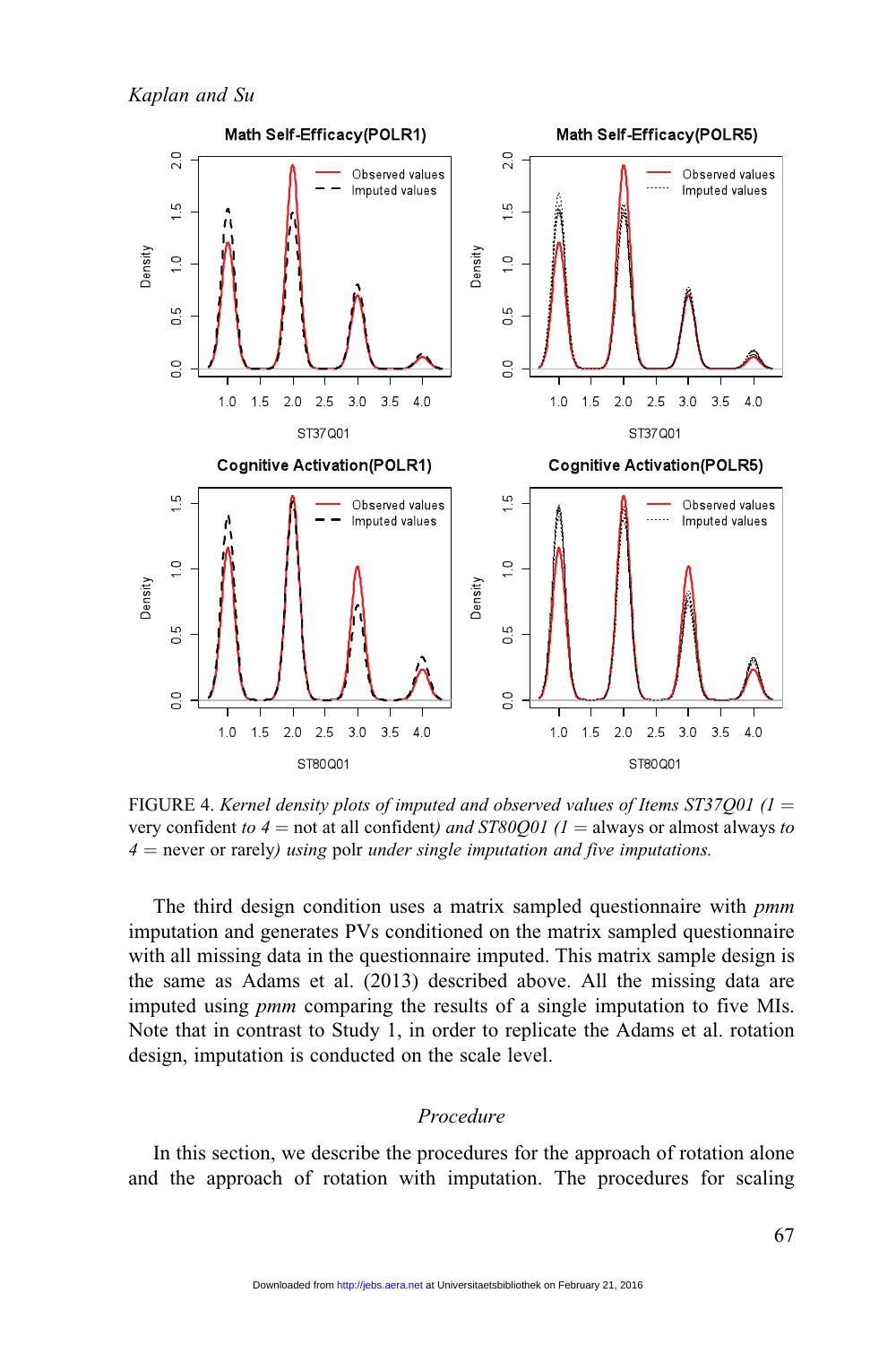FIGURE 4. *Kernel density plots of imputed and observed values of Items ST37Q01 (1 =* very confident *to 4 =* not at all confident*) and ST80Q01 (1 =* always or almost always *to 4 =* never or rarely*) using* polr *under single imputation and five imputations.*

The third design condition uses a matrix sampled questionnaire with *pmm* imputation and generates PVs conditioned on the matrix sampled questionnaire with all missing data in the questionnaire imputed. This matrix sample design is the same as Adams et al. (2013) described above. All the missing data are imputed using *pmm* comparing the results of a single imputation to five MIs. Note that in contrast to Study 1, in order to replicate the Adams et al. rotation design, imputation is conducted on the scale level.

## *Procedure*

In this section, we describe the procedures for the approach of rotation alone and the approach of rotation with imputation. The procedures for scaling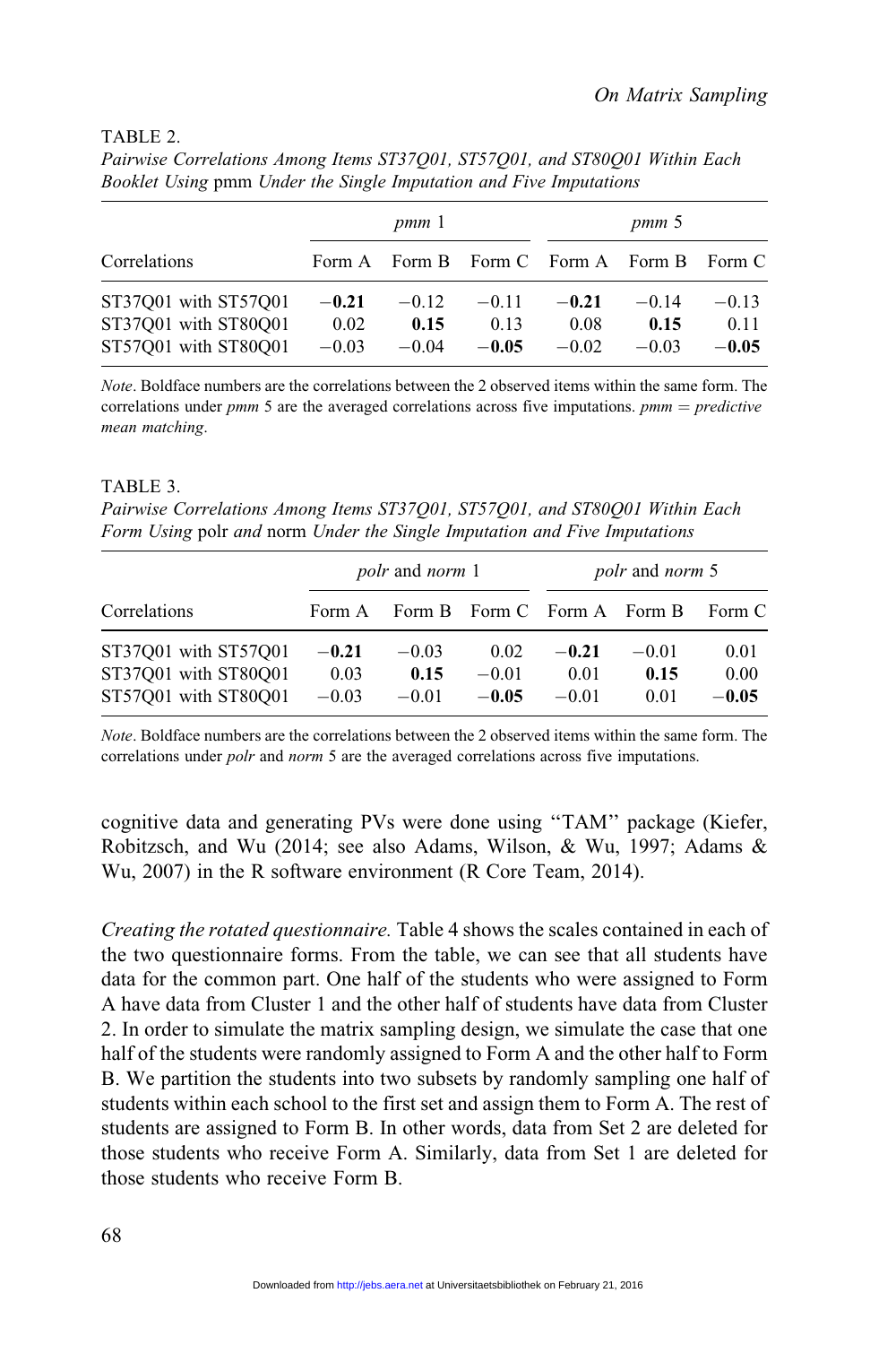TABLE 2.

*Pairwise Correlations Among Items ST37Q01, ST57Q01, and ST80Q01 Within Each Booklet Using* pmm *Under the Single Imputation and Five Imputations*

| Correlations | *pmm* 1 | | | *pmm* 5 | | |
|---|---|---|---|---|---|---|
| | Form A | Form B | Form C | Form A | Form B | Form C |
| ST37Q01 with ST57Q01 | **−0.21** | −0.12 | −0.11 | **−0.21** | −0.14 | −0.13 |
| ST37Q01 with ST80Q01 | 0.02 | **0.15** | 0.13 | 0.08 | **0.15** | 0.11 |
| ST57Q01 with ST80Q01 | −0.03 | −0.04 | **−0.05** | −0.02 | −0.03 | **−0.05** |

*Note*. Boldface numbers are the correlations between the 2 observed items within the same form. The correlations under *pmm* 5 are the averaged correlations across five imputations. *pmm* = *predictive mean matching*.

TABLE 3.

*Pairwise Correlations Among Items ST37Q01, ST57Q01, and ST80Q01 Within Each Form Using* polr *and* norm *Under the Single Imputation and Five Imputations*

| Correlations | *polr* and *norm* 1 | | | *polr* and *norm* 5 | | |
|---|---|---|---|---|---|---|
| | Form A | Form B | Form C | Form A | Form B | Form C |
| ST37Q01 with ST57Q01 | **−0.21** | −0.03 | 0.02 | **−0.21** | −0.01 | 0.01 |
| ST37Q01 with ST80Q01 | 0.03 | **0.15** | −0.01 | 0.01 | **0.15** | 0.00 |
| ST57Q01 with ST80Q01 | −0.03 | −0.01 | **−0.05** | −0.01 | 0.01 | **−0.05** |

*Note*. Boldface numbers are the correlations between the 2 observed items within the same form. The correlations under *polr* and *norm* 5 are the averaged correlations across five imputations.

cognitive data and generating PVs were done using "TAM" package (Kiefer, Robitzsch, and Wu (2014; see also Adams, Wilson, & Wu, 1997; Adams & Wu, 2007) in the R software environment (R Core Team, 2014).

*Creating the rotated questionnaire.* Table 4 shows the scales contained in each of the two questionnaire forms. From the table, we can see that all students have data for the common part. One half of the students who were assigned to Form A have data from Cluster 1 and the other half of students have data from Cluster 2. In order to simulate the matrix sampling design, we simulate the case that one half of the students were randomly assigned to Form A and the other half to Form B. We partition the students into two subsets by randomly sampling one half of students within each school to the first set and assign them to Form A. The rest of students are assigned to Form B. In other words, data from Set 2 are deleted for those students who receive Form A. Similarly, data from Set 1 are deleted for those students who receive Form B.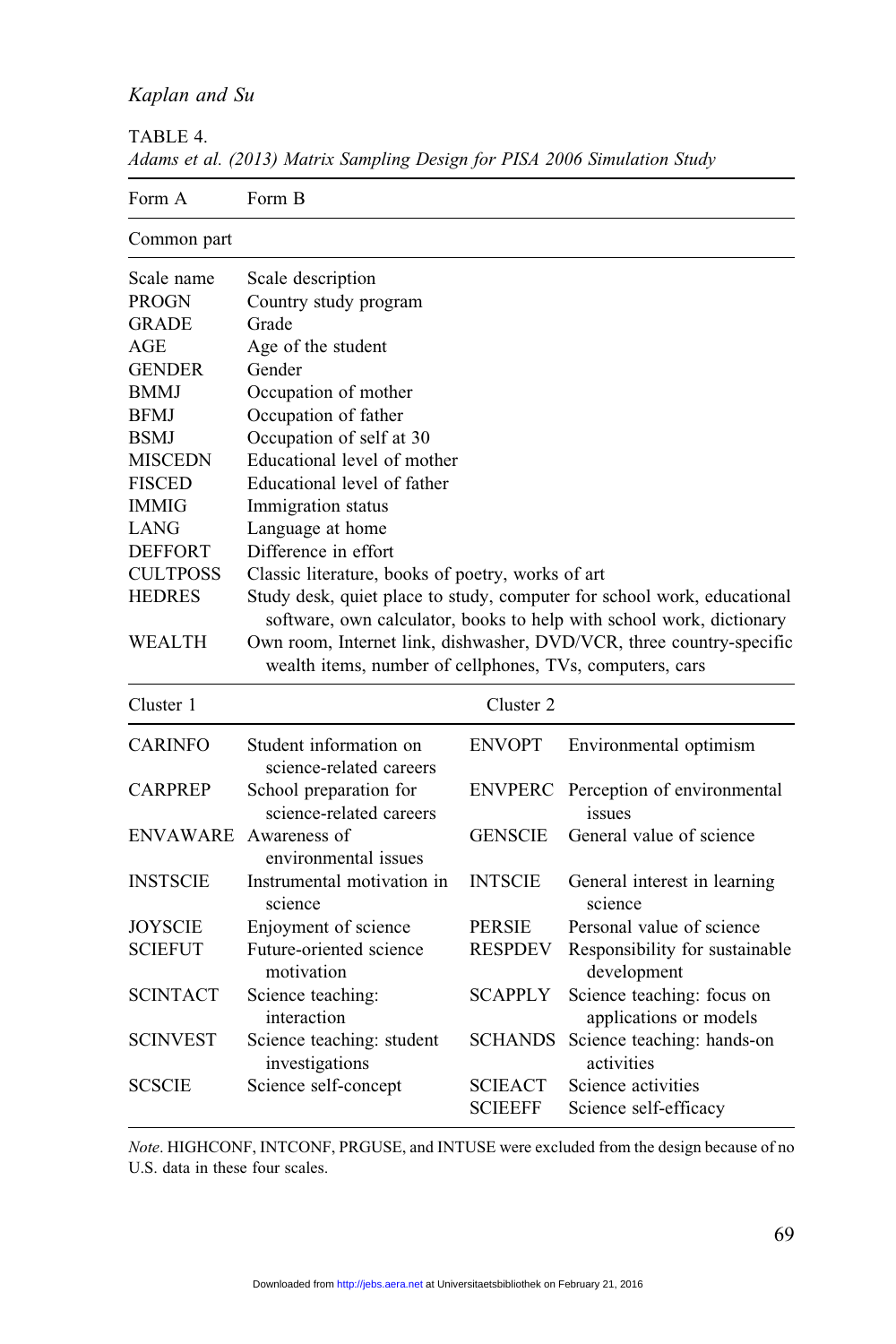TABLE 4.
*Adams et al. (2013) Matrix Sampling Design for PISA 2006 Simulation Study*

| Form A | Form B | | |
|---|---|---|---|
| Common part | | | |
| Scale name | Scale description | | |
| PROGN | Country study program | | |
| GRADE | Grade | | |
| AGE | Age of the student | | |
| GENDER | Gender | | |
| BMMJ | Occupation of mother | | |
| BFMJ | Occupation of father | | |
| BSMJ | Occupation of self at 30 | | |
| MISCEDN | Educational level of mother | | |
| FISCED | Educational level of father | | |
| IMMIG | Immigration status | | |
| LANG | Language at home | | |
| DEFFORT | Difference in effort | | |
| CULTPOSS | Classic literature, books of poetry, works of art | | |
| HEDRES | Study desk, quiet place to study, computer for school work, educational software, own calculator, books to help with school work, dictionary | | |
| WEALTH | Own room, Internet link, dishwasher, DVD/VCR, three country-specific wealth items, number of cellphones, TVs, computers, cars | | |
| Cluster 1 | | Cluster 2 | |
| CARINFO | Student information on science-related careers | ENVOPT | Environmental optimism |
| CARPREP | School preparation for science-related careers | ENVPERC | Perception of environmental issues |
| ENVAWARE | Awareness of environmental issues | GENSCIE | General value of science |
| INSTSCIE | Instrumental motivation in science | INTSCIE | General interest in learning science |
| JOYSCIE | Enjoyment of science | PERSIE | Personal value of science |
| SCIEFUT | Future-oriented science motivation | RESPDEV | Responsibility for sustainable development |
| SCINTACT | Science teaching: interaction | SCAPPLY | Science teaching: focus on applications or models |
| SCINVEST | Science teaching: student investigations | SCHANDS | Science teaching: hands-on activities |
| SCSCIE | Science self-concept | SCIEACT | Science activities |
| | | SCIEEFF | Science self-efficacy |

*Note*. HIGHCONF, INTCONF, PRGUSE, and INTUSE were excluded from the design because of no U.S. data in these four scales.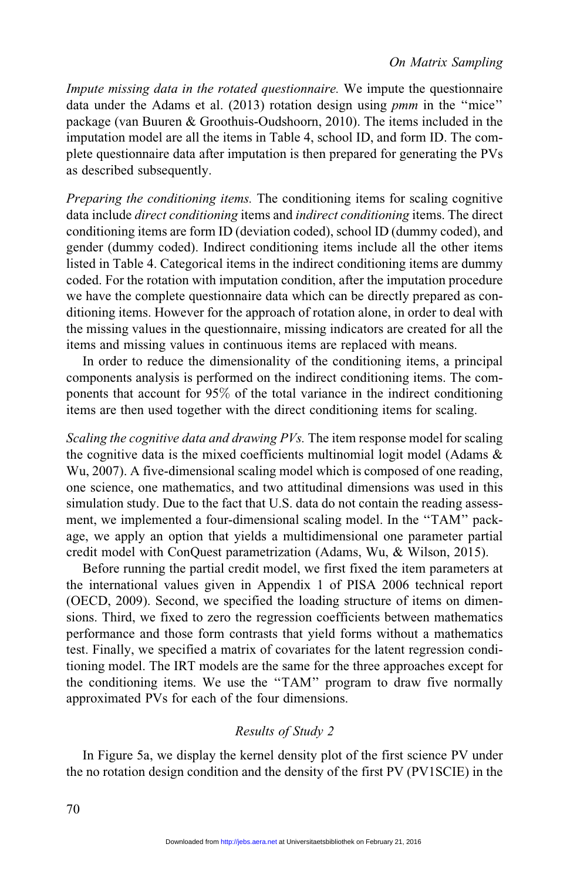*Impute missing data in the rotated questionnaire.* We impute the questionnaire data under the Adams et al. (2013) rotation design using *pmm* in the "mice" package (van Buuren & Groothuis-Oudshoorn, 2010). The items included in the imputation model are all the items in Table 4, school ID, and form ID. The complete questionnaire data after imputation is then prepared for generating the PVs as described subsequently.

*Preparing the conditioning items.* The conditioning items for scaling cognitive data include *direct conditioning* items and *indirect conditioning* items. The direct conditioning items are form ID (deviation coded), school ID (dummy coded), and gender (dummy coded). Indirect conditioning items include all the other items listed in Table 4. Categorical items in the indirect conditioning items are dummy coded. For the rotation with imputation condition, after the imputation procedure we have the complete questionnaire data which can be directly prepared as conditioning items. However for the approach of rotation alone, in order to deal with the missing values in the questionnaire, missing indicators are created for all the items and missing values in continuous items are replaced with means.

In order to reduce the dimensionality of the conditioning items, a principal components analysis is performed on the indirect conditioning items. The components that account for 95% of the total variance in the indirect conditioning items are then used together with the direct conditioning items for scaling.

*Scaling the cognitive data and drawing PVs.* The item response model for scaling the cognitive data is the mixed coefficients multinomial logit model (Adams & Wu, 2007). A five-dimensional scaling model which is composed of one reading, one science, one mathematics, and two attitudinal dimensions was used in this simulation study. Due to the fact that U.S. data do not contain the reading assessment, we implemented a four-dimensional scaling model. In the "TAM" package, we apply an option that yields a multidimensional one parameter partial credit model with ConQuest parametrization (Adams, Wu, & Wilson, 2015).

Before running the partial credit model, we first fixed the item parameters at the international values given in Appendix 1 of PISA 2006 technical report (OECD, 2009). Second, we specified the loading structure of items on dimensions. Third, we fixed to zero the regression coefficients between mathematics performance and those form contrasts that yield forms without a mathematics test. Finally, we specified a matrix of covariates for the latent regression conditioning model. The IRT models are the same for the three approaches except for the conditioning items. We use the "TAM" program to draw five normally approximated PVs for each of the four dimensions.

## Results of Study 2

In Figure 5a, we display the kernel density plot of the first science PV under the no rotation design condition and the density of the first PV (PV1SCIE) in the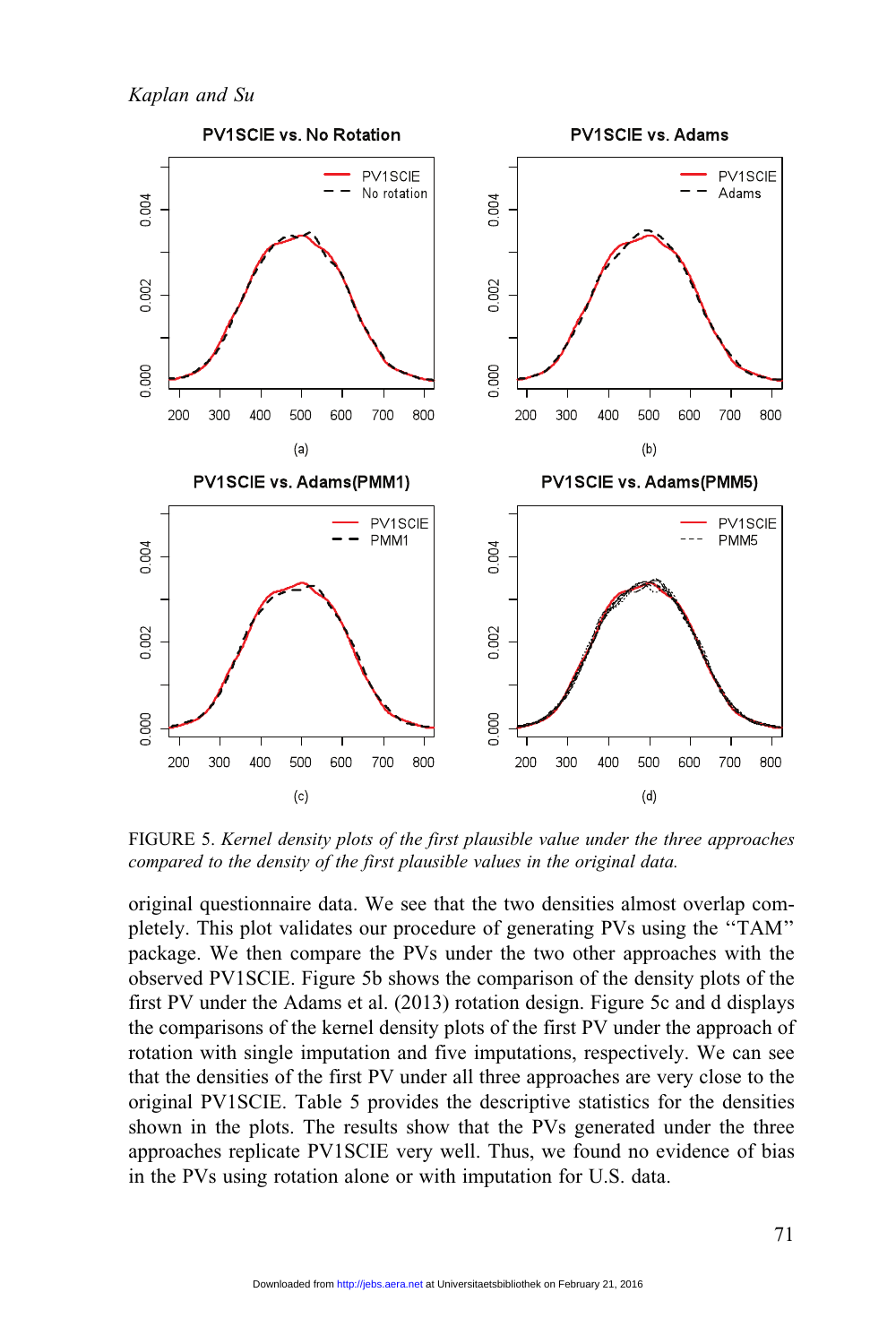FIGURE 5. *Kernel density plots of the first plausible value under the three approaches compared to the density of the first plausible values in the original data.*

original questionnaire data. We see that the two densities almost overlap completely. This plot validates our procedure of generating PVs using the "TAM" package. We then compare the PVs under the two other approaches with the observed PV1SCIE. Figure 5b shows the comparison of the density plots of the first PV under the Adams et al. (2013) rotation design. Figure 5c and d displays the comparisons of the kernel density plots of the first PV under the approach of rotation with single imputation and five imputations, respectively. We can see that the densities of the first PV under all three approaches are very close to the original PV1SCIE. Table 5 provides the descriptive statistics for the densities shown in the plots. The results show that the PVs generated under the three approaches replicate PV1SCIE very well. Thus, we found no evidence of bias in the PVs using rotation alone or with imputation for U.S. data.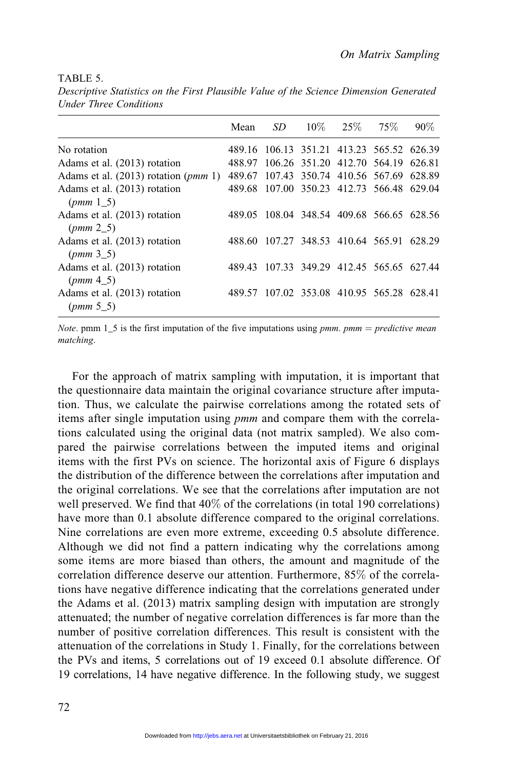TABLE 5.

*Descriptive Statistics on the First Plausible Value of the Science Dimension Generated Under Three Conditions*

| | Mean | *SD* | 10% | 25% | 75% | 90% |
|---|---|---|---|---|---|---|
| No rotation | 489.16 | 106.13 | 351.21 | 413.23 | 565.52 | 626.39 |
| Adams et al. (2013) rotation | 488.97 | 106.26 | 351.20 | 412.70 | 564.19 | 626.81 |
| Adams et al. (2013) rotation (*pmm* 1) | 489.67 | 107.43 | 350.74 | 410.56 | 567.69 | 628.89 |
| Adams et al. (2013) rotation (*pmm* 1_5) | 489.68 | 107.00 | 350.23 | 412.73 | 566.48 | 629.04 |
| Adams et al. (2013) rotation (*pmm* 2_5) | 489.05 | 108.04 | 348.54 | 409.68 | 566.65 | 628.56 |
| Adams et al. (2013) rotation (*pmm* 3_5) | 488.60 | 107.27 | 348.53 | 410.64 | 565.91 | 628.29 |
| Adams et al. (2013) rotation (*pmm* 4_5) | 489.43 | 107.33 | 349.29 | 412.45 | 565.65 | 627.44 |
| Adams et al. (2013) rotation (*pmm* 5_5) | 489.57 | 107.02 | 353.08 | 410.95 | 565.28 | 628.41 |

*Note*. pmm 1_5 is the first imputation of the five imputations using *pmm*. *pmm = predictive mean matching*.

For the approach of matrix sampling with imputation, it is important that the questionnaire data maintain the original covariance structure after imputation. Thus, we calculate the pairwise correlations among the rotated sets of items after single imputation using *pmm* and compare them with the correlations calculated using the original data (not matrix sampled). We also compared the pairwise correlations between the imputed items and original items with the first PVs on science. The horizontal axis of Figure 6 displays the distribution of the difference between the correlations after imputation and the original correlations. We see that the correlations after imputation are not well preserved. We find that 40% of the correlations (in total 190 correlations) have more than 0.1 absolute difference compared to the original correlations. Nine correlations are even more extreme, exceeding 0.5 absolute difference. Although we did not find a pattern indicating why the correlations among some items are more biased than others, the amount and magnitude of the correlation difference deserve our attention. Furthermore, 85% of the correlations have negative difference indicating that the correlations generated under the Adams et al. (2013) matrix sampling design with imputation are strongly attenuated; the number of negative correlation differences is far more than the number of positive correlation differences. This result is consistent with the attenuation of the correlations in Study 1. Finally, for the correlations between the PVs and items, 5 correlations out of 19 exceed 0.1 absolute difference. Of 19 correlations, 14 have negative difference. In the following study, we suggest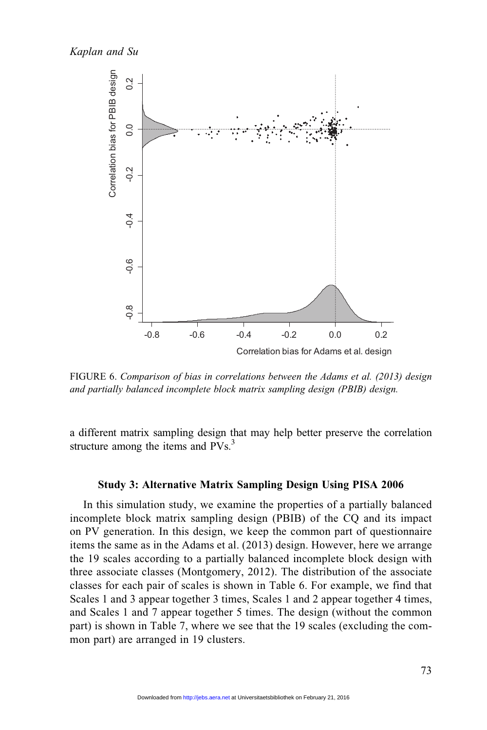FIGURE 6. *Comparison of bias in correlations between the Adams et al. (2013) design and partially balanced incomplete block matrix sampling design (PBIB) design.*

a different matrix sampling design that may help better preserve the correlation structure among the items and PVs.[3]

### Study 3: Alternative Matrix Sampling Design Using PISA 2006

In this simulation study, we examine the properties of a partially balanced incomplete block matrix sampling design (PBIB) of the CQ and its impact on PV generation. In this design, we keep the common part of questionnaire items the same as in the Adams et al. (2013) design. However, here we arrange the 19 scales according to a partially balanced incomplete block design with three associate classes (Montgomery, 2012). The distribution of the associate classes for each pair of scales is shown in Table 6. For example, we find that Scales 1 and 3 appear together 3 times, Scales 1 and 2 appear together 4 times, and Scales 1 and 7 appear together 5 times. The design (without the common part) is shown in Table 7, where we see that the 19 scales (excluding the common part) are arranged in 19 clusters.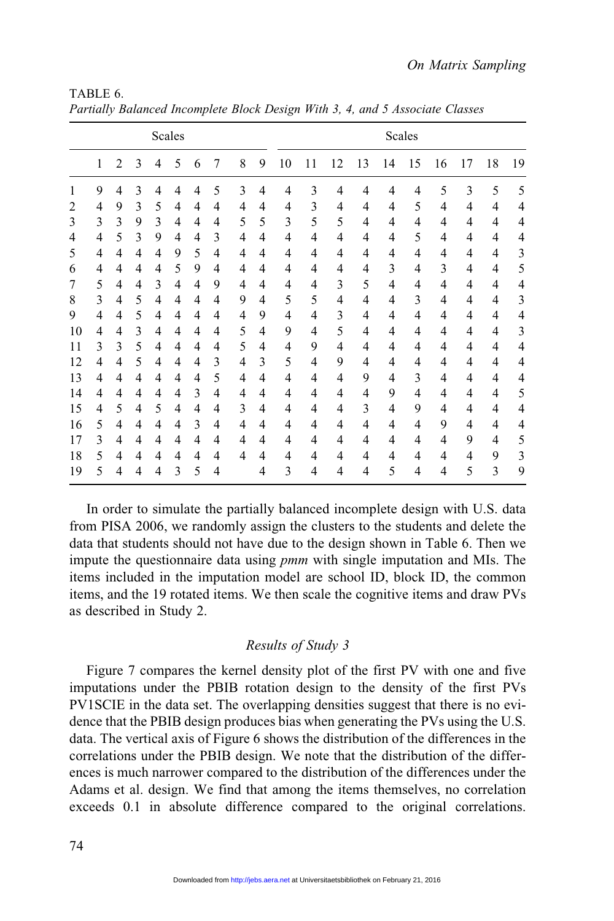TABLE 6.
*Partially Balanced Incomplete Block Design With 3, 4, and 5 Associate Classes*

| | Scales | | | | | | | | | | | | | | | | | | |
|---|---|---|---|---|---|---|---|---|---|---|---|---|---|---|---|---|---|---|---|
| | 1 | 2 | 3 | 4 | 5 | 6 | 7 | 8 | 9 | 10 | 11 | 12 | 13 | 14 | 15 | 16 | 17 | 18 | 19 |
| 1 | 9 | 4 | 3 | 4 | 4 | 4 | 5 | 3 | 4 | 4 | 3 | 4 | 4 | 4 | 4 | 5 | 3 | 5 | 5 |
| 2 | 4 | 9 | 3 | 5 | 4 | 4 | 4 | 4 | 4 | 4 | 3 | 4 | 4 | 4 | 5 | 4 | 4 | 4 | 4 |
| 3 | 3 | 3 | 9 | 3 | 4 | 4 | 4 | 5 | 5 | 3 | 5 | 5 | 4 | 4 | 4 | 4 | 4 | 4 | 4 |
| 4 | 4 | 5 | 3 | 9 | 4 | 4 | 3 | 4 | 4 | 4 | 4 | 4 | 4 | 4 | 5 | 4 | 4 | 4 | 4 |
| 5 | 4 | 4 | 4 | 4 | 9 | 5 | 4 | 4 | 4 | 4 | 4 | 4 | 4 | 4 | 4 | 4 | 4 | 4 | 3 |
| 6 | 4 | 4 | 4 | 4 | 5 | 9 | 4 | 4 | 4 | 4 | 4 | 4 | 4 | 3 | 4 | 3 | 4 | 4 | 5 |
| 7 | 5 | 4 | 4 | 3 | 4 | 4 | 9 | 4 | 4 | 4 | 4 | 3 | 5 | 4 | 4 | 4 | 4 | 4 | 4 |
| 8 | 3 | 4 | 5 | 4 | 4 | 4 | 4 | 9 | 4 | 5 | 5 | 4 | 4 | 4 | 3 | 4 | 4 | 4 | 3 |
| 9 | 4 | 4 | 5 | 4 | 4 | 4 | 4 | 4 | 9 | 4 | 4 | 3 | 4 | 4 | 4 | 4 | 4 | 4 | 4 |
| 10 | 4 | 4 | 3 | 4 | 4 | 4 | 4 | 5 | 4 | 9 | 4 | 5 | 4 | 4 | 4 | 4 | 4 | 4 | 3 |
| 11 | 3 | 3 | 5 | 4 | 4 | 4 | 4 | 5 | 4 | 4 | 9 | 4 | 4 | 4 | 4 | 4 | 4 | 4 | 4 |
| 12 | 4 | 4 | 5 | 4 | 4 | 4 | 3 | 4 | 3 | 5 | 4 | 9 | 4 | 4 | 4 | 4 | 4 | 4 | 4 |
| 13 | 4 | 4 | 4 | 4 | 4 | 4 | 5 | 4 | 4 | 4 | 4 | 4 | 9 | 4 | 3 | 4 | 4 | 4 | 4 |
| 14 | 4 | 4 | 4 | 4 | 4 | 3 | 4 | 4 | 4 | 4 | 4 | 4 | 4 | 9 | 4 | 4 | 4 | 4 | 5 |
| 15 | 4 | 5 | 4 | 5 | 4 | 4 | 4 | 3 | 4 | 4 | 4 | 4 | 3 | 4 | 9 | 4 | 4 | 4 | 4 |
| 16 | 5 | 4 | 4 | 4 | 4 | 3 | 4 | 4 | 4 | 4 | 4 | 4 | 4 | 4 | 4 | 9 | 4 | 4 | 4 |
| 17 | 3 | 4 | 4 | 4 | 4 | 4 | 4 | 4 | 4 | 4 | 4 | 4 | 4 | 4 | 4 | 4 | 9 | 4 | 5 |
| 18 | 5 | 4 | 4 | 4 | 4 | 4 | 4 | 4 | 4 | 4 | 4 | 4 | 4 | 4 | 4 | 4 | 4 | 9 | 3 |
| 19 | 5 | 4 | 4 | 4 | 3 | 5 | 4 | | 4 | 3 | 4 | 4 | 4 | 5 | 4 | 4 | 5 | 3 | 9 |

In order to simulate the partially balanced incomplete design with U.S. data from PISA 2006, we randomly assign the clusters to the students and delete the data that students should not have due to the design shown in Table 6. Then we impute the questionnaire data using *pmm* with single imputation and MIs. The items included in the imputation model are school ID, block ID, the common items, and the 19 rotated items. We then scale the cognitive items and draw PVs as described in Study 2.

## *Results of Study 3*

Figure 7 compares the kernel density plot of the first PV with one and five imputations under the PBIB rotation design to the density of the first PVs PV1SCIE in the data set. The overlapping densities suggest that there is no evidence that the PBIB design produces bias when generating the PVs using the U.S. data. The vertical axis of Figure 6 shows the distribution of the differences in the correlations under the PBIB design. We note that the distribution of the differences is much narrower compared to the distribution of the differences under the Adams et al. design. We find that among the items themselves, no correlation exceeds 0.1 in absolute difference compared to the original correlations.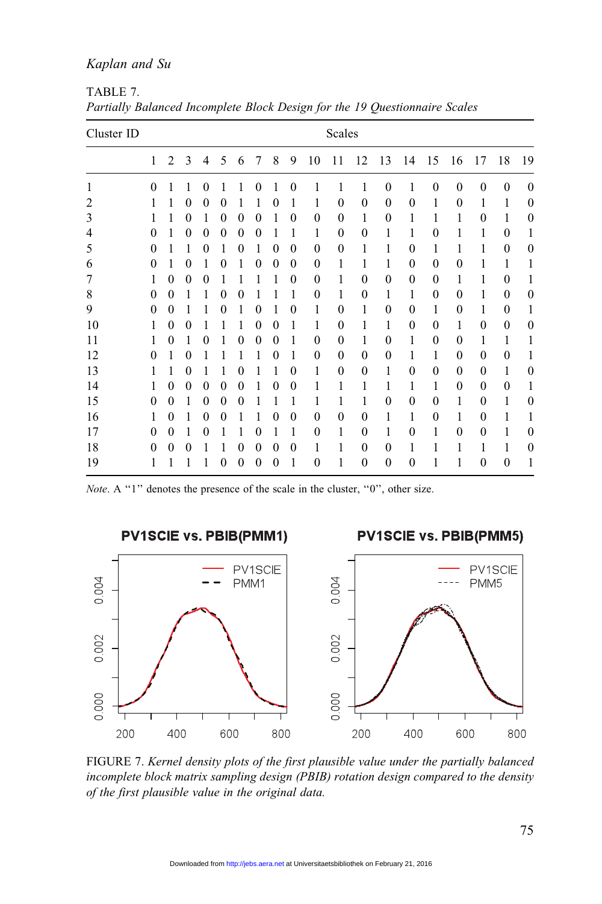TABLE 7.
*Partially Balanced Incomplete Block Design for the 19 Questionnaire Scales*

| Cluster ID | Scales | | | | | | | | | | | | | | | | | | |
|---|---|---|---|---|---|---|---|---|---|---|---|---|---|---|---|---|---|---|---|
| | 1 | 2 | 3 | 4 | 5 | 6 | 7 | 8 | 9 | 10 | 11 | 12 | 13 | 14 | 15 | 16 | 17 | 18 | 19 |
| 1 | 0 | 1 | 1 | 0 | 1 | 1 | 0 | 1 | 0 | 1 | 1 | 1 | 0 | 1 | 0 | 0 | 0 | 0 | 0 |
| 2 | 1 | 1 | 0 | 0 | 0 | 1 | 1 | 0 | 1 | 1 | 0 | 0 | 0 | 0 | 1 | 0 | 1 | 1 | 0 |
| 3 | 1 | 1 | 0 | 1 | 0 | 0 | 0 | 1 | 0 | 0 | 0 | 1 | 0 | 1 | 1 | 1 | 0 | 1 | 0 |
| 4 | 0 | 1 | 0 | 0 | 0 | 0 | 0 | 1 | 1 | 1 | 0 | 0 | 1 | 1 | 0 | 1 | 1 | 0 | 1 |
| 5 | 0 | 1 | 1 | 0 | 1 | 0 | 1 | 0 | 0 | 0 | 0 | 1 | 1 | 0 | 1 | 1 | 1 | 0 | 0 |
| 6 | 0 | 1 | 0 | 1 | 0 | 1 | 0 | 0 | 0 | 0 | 1 | 1 | 1 | 0 | 0 | 0 | 1 | 1 | 1 |
| 7 | 1 | 0 | 0 | 0 | 1 | 1 | 1 | 1 | 0 | 0 | 1 | 0 | 0 | 0 | 0 | 1 | 1 | 0 | 1 |
| 8 | 0 | 0 | 1 | 1 | 0 | 0 | 1 | 1 | 1 | 0 | 1 | 0 | 1 | 1 | 0 | 0 | 1 | 0 | 0 |
| 9 | 0 | 0 | 1 | 1 | 0 | 1 | 0 | 1 | 0 | 1 | 0 | 1 | 0 | 0 | 1 | 0 | 1 | 0 | 1 |
| 10 | 1 | 0 | 0 | 1 | 1 | 1 | 0 | 0 | 1 | 1 | 0 | 1 | 1 | 0 | 0 | 1 | 0 | 0 | 0 |
| 11 | 1 | 0 | 1 | 0 | 1 | 0 | 0 | 0 | 1 | 0 | 0 | 1 | 0 | 1 | 0 | 0 | 1 | 1 | 1 |
| 12 | 0 | 1 | 0 | 1 | 1 | 1 | 1 | 0 | 1 | 0 | 0 | 0 | 0 | 1 | 1 | 0 | 0 | 0 | 1 |
| 13 | 1 | 1 | 0 | 1 | 1 | 0 | 1 | 1 | 0 | 1 | 0 | 0 | 1 | 0 | 0 | 0 | 0 | 1 | 0 |
| 14 | 1 | 0 | 0 | 0 | 0 | 0 | 1 | 0 | 0 | 1 | 1 | 1 | 1 | 1 | 1 | 0 | 0 | 0 | 1 |
| 15 | 0 | 0 | 1 | 0 | 0 | 0 | 1 | 1 | 1 | 1 | 1 | 1 | 0 | 0 | 0 | 1 | 0 | 1 | 0 |
| 16 | 1 | 0 | 1 | 0 | 0 | 1 | 1 | 0 | 0 | 0 | 0 | 0 | 1 | 1 | 0 | 1 | 0 | 1 | 1 |
| 17 | 0 | 0 | 1 | 0 | 1 | 1 | 0 | 1 | 1 | 0 | 1 | 0 | 1 | 0 | 1 | 0 | 0 | 1 | 0 |
| 18 | 0 | 0 | 0 | 1 | 1 | 0 | 0 | 0 | 0 | 1 | 1 | 0 | 0 | 1 | 1 | 1 | 1 | 1 | 0 |
| 19 | 1 | 1 | 1 | 1 | 0 | 0 | 0 | 0 | 1 | 0 | 1 | 0 | 0 | 0 | 1 | 1 | 0 | 0 | 1 |

*Note*. A "1" denotes the presence of the scale in the cluster, "0", other size.

FIGURE 7. *Kernel density plots of the first plausible value under the partially balanced incomplete block matrix sampling design (PBIB) rotation design compared to the density of the first plausible value in the original data.*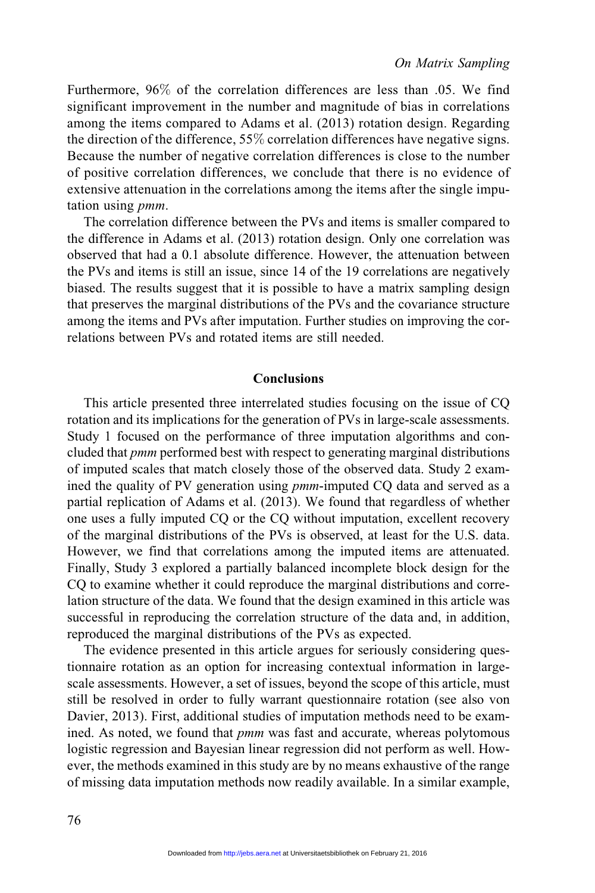Furthermore, 96% of the correlation differences are less than .05. We find significant improvement in the number and magnitude of bias in correlations among the items compared to Adams et al. (2013) rotation design. Regarding the direction of the difference, 55% correlation differences have negative signs. Because the number of negative correlation differences is close to the number of positive correlation differences, we conclude that there is no evidence of extensive attenuation in the correlations among the items after the single imputation using *pmm*.

The correlation difference between the PVs and items is smaller compared to the difference in Adams et al. (2013) rotation design. Only one correlation was observed that had a 0.1 absolute difference. However, the attenuation between the PVs and items is still an issue, since 14 of the 19 correlations are negatively biased. The results suggest that it is possible to have a matrix sampling design that preserves the marginal distributions of the PVs and the covariance structure among the items and PVs after imputation. Further studies on improving the correlations between PVs and rotated items are still needed.

## Conclusions

This article presented three interrelated studies focusing on the issue of CQ rotation and its implications for the generation of PVs in large-scale assessments. Study 1 focused on the performance of three imputation algorithms and concluded that *pmm* performed best with respect to generating marginal distributions of imputed scales that match closely those of the observed data. Study 2 examined the quality of PV generation using *pmm*-imputed CQ data and served as a partial replication of Adams et al. (2013). We found that regardless of whether one uses a fully imputed CQ or the CQ without imputation, excellent recovery of the marginal distributions of the PVs is observed, at least for the U.S. data. However, we find that correlations among the imputed items are attenuated. Finally, Study 3 explored a partially balanced incomplete block design for the CQ to examine whether it could reproduce the marginal distributions and correlation structure of the data. We found that the design examined in this article was successful in reproducing the correlation structure of the data and, in addition, reproduced the marginal distributions of the PVs as expected.

The evidence presented in this article argues for seriously considering questionnaire rotation as an option for increasing contextual information in large-scale assessments. However, a set of issues, beyond the scope of this article, must still be resolved in order to fully warrant questionnaire rotation (see also von Davier, 2013). First, additional studies of imputation methods need to be examined. As noted, we found that *pmm* was fast and accurate, whereas polytomous logistic regression and Bayesian linear regression did not perform as well. However, the methods examined in this study are by no means exhaustive of the range of missing data imputation methods now readily available. In a similar example,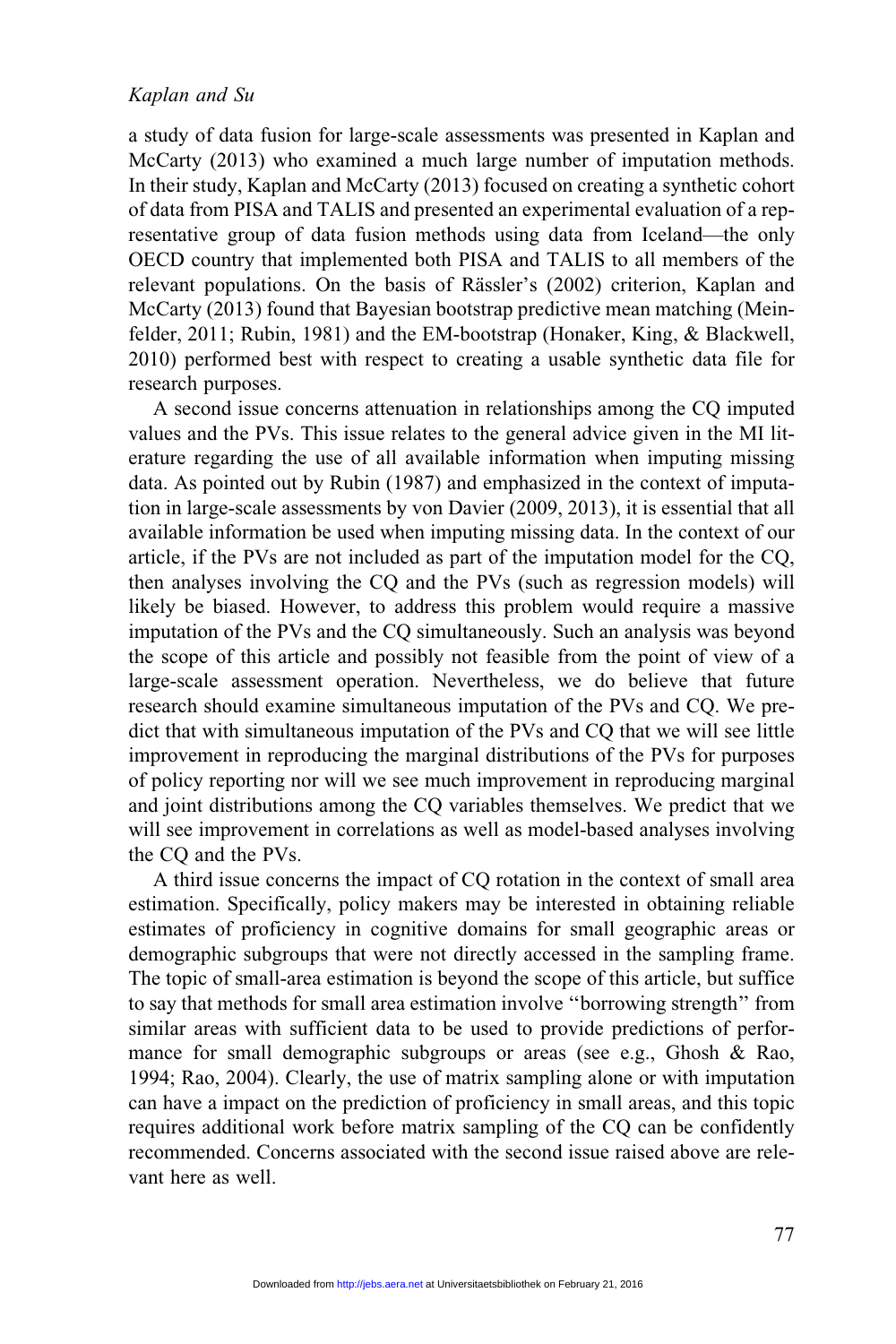a study of data fusion for large-scale assessments was presented in Kaplan and McCarty (2013) who examined a much large number of imputation methods. In their study, Kaplan and McCarty (2013) focused on creating a synthetic cohort of data from PISA and TALIS and presented an experimental evaluation of a representative group of data fusion methods using data from Iceland—the only OECD country that implemented both PISA and TALIS to all members of the relevant populations. On the basis of Rässler's (2002) criterion, Kaplan and McCarty (2013) found that Bayesian bootstrap predictive mean matching (Meinfelder, 2011; Rubin, 1981) and the EM-bootstrap (Honaker, King, & Blackwell, 2010) performed best with respect to creating a usable synthetic data file for research purposes.

A second issue concerns attenuation in relationships among the CQ imputed values and the PVs. This issue relates to the general advice given in the MI literature regarding the use of all available information when imputing missing data. As pointed out by Rubin (1987) and emphasized in the context of imputation in large-scale assessments by von Davier (2009, 2013), it is essential that all available information be used when imputing missing data. In the context of our article, if the PVs are not included as part of the imputation model for the CQ, then analyses involving the CQ and the PVs (such as regression models) will likely be biased. However, to address this problem would require a massive imputation of the PVs and the CQ simultaneously. Such an analysis was beyond the scope of this article and possibly not feasible from the point of view of a large-scale assessment operation. Nevertheless, we do believe that future research should examine simultaneous imputation of the PVs and CQ. We predict that with simultaneous imputation of the PVs and CQ that we will see little improvement in reproducing the marginal distributions of the PVs for purposes of policy reporting nor will we see much improvement in reproducing marginal and joint distributions among the CQ variables themselves. We predict that we will see improvement in correlations as well as model-based analyses involving the CQ and the PVs.

A third issue concerns the impact of CQ rotation in the context of small area estimation. Specifically, policy makers may be interested in obtaining reliable estimates of proficiency in cognitive domains for small geographic areas or demographic subgroups that were not directly accessed in the sampling frame. The topic of small-area estimation is beyond the scope of this article, but suffice to say that methods for small area estimation involve "borrowing strength" from similar areas with sufficient data to be used to provide predictions of performance for small demographic subgroups or areas (see e.g., Ghosh & Rao, 1994; Rao, 2004). Clearly, the use of matrix sampling alone or with imputation can have a impact on the prediction of proficiency in small areas, and this topic requires additional work before matrix sampling of the CQ can be confidently recommended. Concerns associated with the second issue raised above are relevant here as well.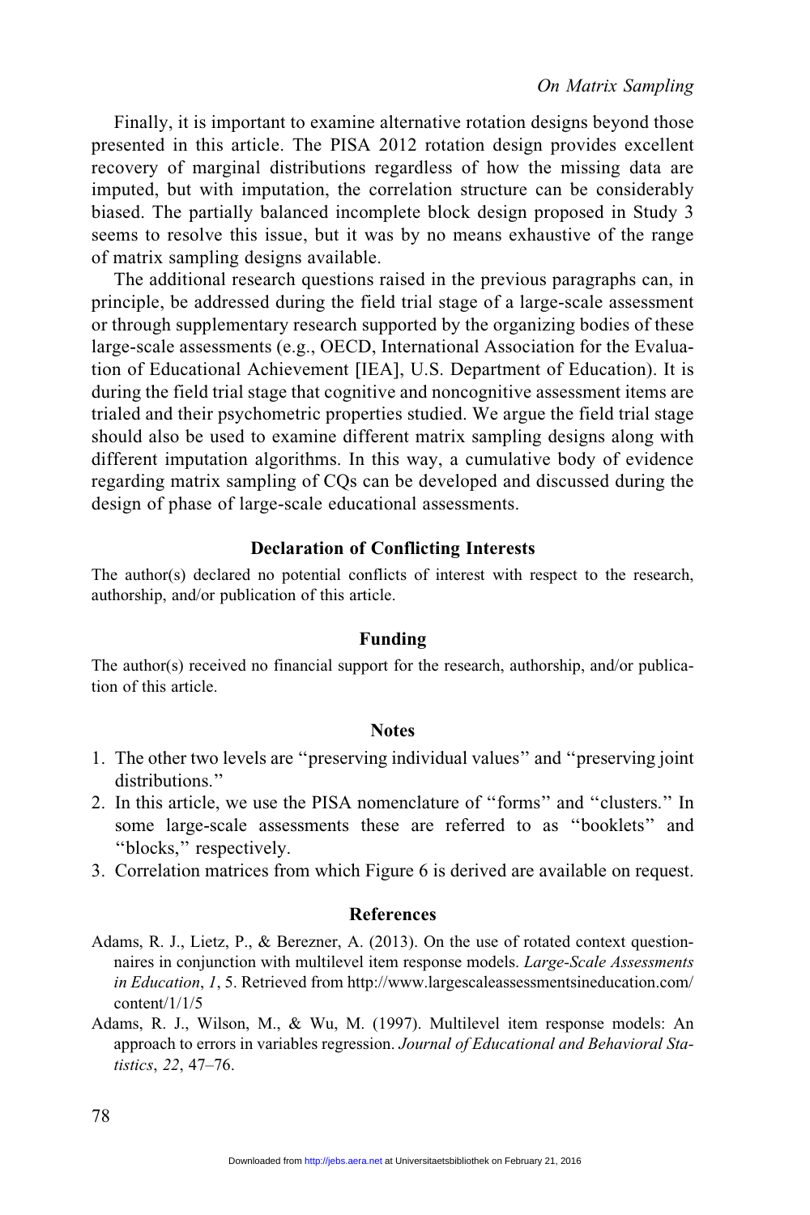Finally, it is important to examine alternative rotation designs beyond those presented in this article. The PISA 2012 rotation design provides excellent recovery of marginal distributions regardless of how the missing data are imputed, but with imputation, the correlation structure can be considerably biased. The partially balanced incomplete block design proposed in Study 3 seems to resolve this issue, but it was by no means exhaustive of the range of matrix sampling designs available.

The additional research questions raised in the previous paragraphs can, in principle, be addressed during the field trial stage of a large-scale assessment or through supplementary research supported by the organizing bodies of these large-scale assessments (e.g., OECD, International Association for the Evaluation of Educational Achievement [IEA], U.S. Department of Education). It is during the field trial stage that cognitive and noncognitive assessment items are trialed and their psychometric properties studied. We argue the field trial stage should also be used to examine different matrix sampling designs along with different imputation algorithms. In this way, a cumulative body of evidence regarding matrix sampling of CQs can be developed and discussed during the design of phase of large-scale educational assessments.

## Declaration of Conflicting Interests

The author(s) declared no potential conflicts of interest with respect to the research, authorship, and/or publication of this article.

## Funding

The author(s) received no financial support for the research, authorship, and/or publication of this article.

## Notes

1. The other two levels are "preserving individual values" and "preserving joint distributions."
2. In this article, we use the PISA nomenclature of "forms" and "clusters." In some large-scale assessments these are referred to as "booklets" and "blocks," respectively.
3. Correlation matrices from which Figure 6 is derived are available on request.

## References

Adams, R. J., Lietz, P., & Berezner, A. (2013). On the use of rotated context questionnaires in conjunction with multilevel item response models. *Large-Scale Assessments in Education*, *1*, 5. Retrieved from http://www.largescaleassessmentsineducation.com/content/1/1/5

Adams, R. J., Wilson, M., & Wu, M. (1997). Multilevel item response models: An approach to errors in variables regression. *Journal of Educational and Behavioral Statistics*, *22*, 47–76.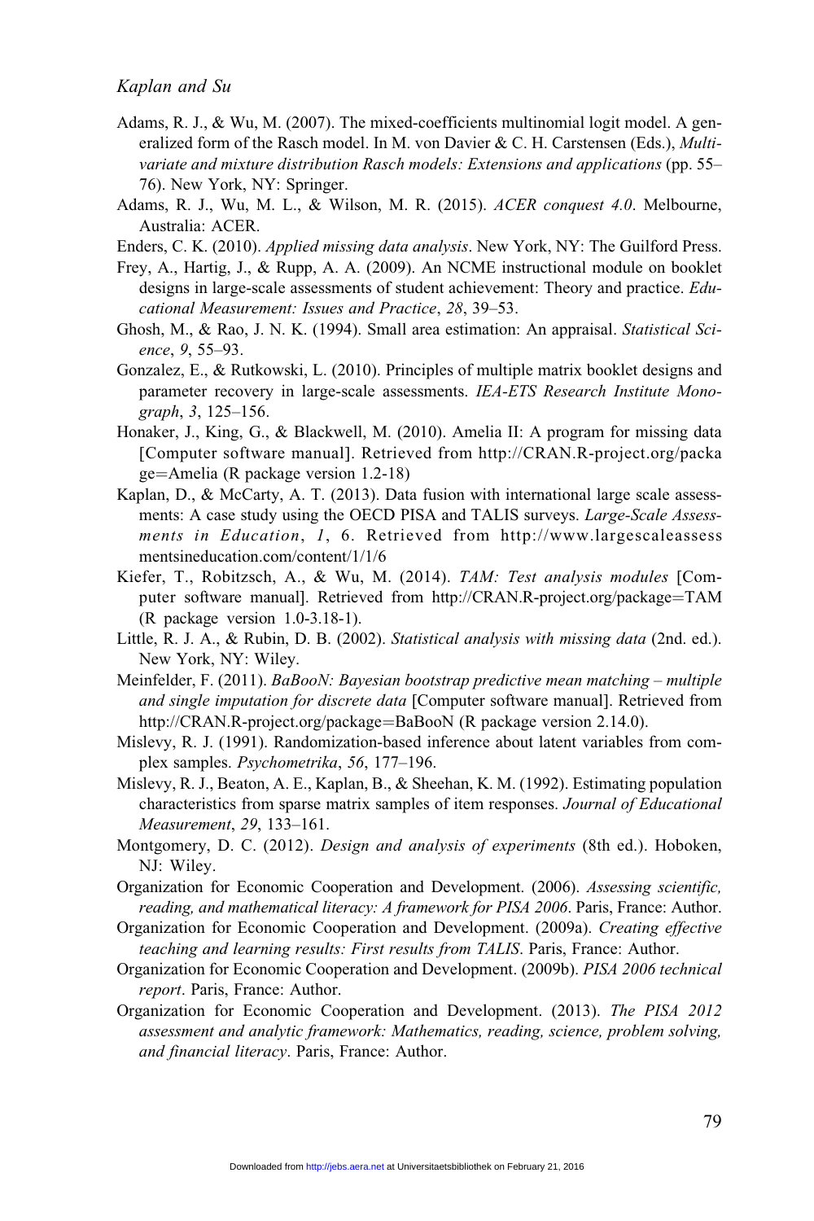Adams, R. J., & Wu, M. (2007). The mixed-coefficients multinomial logit model. A generalized form of the Rasch model. In M. von Davier & C. H. Carstensen (Eds.), *Multivariate and mixture distribution Rasch models: Extensions and applications* (pp. 55–76). New York, NY: Springer.

Adams, R. J., Wu, M. L., & Wilson, M. R. (2015). *ACER conquest 4.0*. Melbourne, Australia: ACER.

Enders, C. K. (2010). *Applied missing data analysis*. New York, NY: The Guilford Press.

Frey, A., Hartig, J., & Rupp, A. A. (2009). An NCME instructional module on booklet designs in large-scale assessments of student achievement: Theory and practice. *Educational Measurement: Issues and Practice*, *28*, 39–53.

Ghosh, M., & Rao, J. N. K. (1994). Small area estimation: An appraisal. *Statistical Science*, *9*, 55–93.

Gonzalez, E., & Rutkowski, L. (2010). Principles of multiple matrix booklet designs and parameter recovery in large-scale assessments. *IEA-ETS Research Institute Monograph*, *3*, 125–156.

Honaker, J., King, G., & Blackwell, M. (2010). Amelia II: A program for missing data [Computer software manual]. Retrieved from http://CRAN.R-project.org/package=Amelia (R package version 1.2-18)

Kaplan, D., & McCarty, A. T. (2013). Data fusion with international large scale assessments: A case study using the OECD PISA and TALIS surveys. *Large-Scale Assessments in Education*, *1*, 6. Retrieved from http://www.largescaleassessmentsineducation.com/content/1/1/6

Kiefer, T., Robitzsch, A., & Wu, M. (2014). *TAM: Test analysis modules* [Computer software manual]. Retrieved from http://CRAN.R-project.org/package=TAM (R package version 1.0-3.18-1).

Little, R. J. A., & Rubin, D. B. (2002). *Statistical analysis with missing data* (2nd. ed.). New York, NY: Wiley.

Meinfelder, F. (2011). *BaBooN: Bayesian bootstrap predictive mean matching – multiple and single imputation for discrete data* [Computer software manual]. Retrieved from http://CRAN.R-project.org/package=BaBooN (R package version 2.14.0).

Mislevy, R. J. (1991). Randomization-based inference about latent variables from complex samples. *Psychometrika*, *56*, 177–196.

Mislevy, R. J., Beaton, A. E., Kaplan, B., & Sheehan, K. M. (1992). Estimating population characteristics from sparse matrix samples of item responses. *Journal of Educational Measurement*, *29*, 133–161.

Montgomery, D. C. (2012). *Design and analysis of experiments* (8th ed.). Hoboken, NJ: Wiley.

Organization for Economic Cooperation and Development. (2006). *Assessing scientific, reading, and mathematical literacy: A framework for PISA 2006*. Paris, France: Author.

Organization for Economic Cooperation and Development. (2009a). *Creating effective teaching and learning results: First results from TALIS*. Paris, France: Author.

Organization for Economic Cooperation and Development. (2009b). *PISA 2006 technical report*. Paris, France: Author.

Organization for Economic Cooperation and Development. (2013). *The PISA 2012 assessment and analytic framework: Mathematics, reading, science, problem solving, and financial literacy*. Paris, France: Author.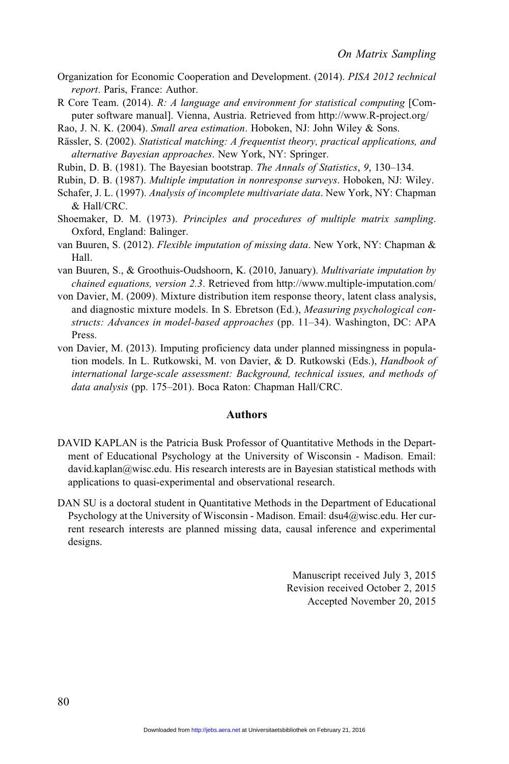Organization for Economic Cooperation and Development. (2014). *PISA 2012 technical report*. Paris, France: Author.

R Core Team. (2014). *R: A language and environment for statistical computing* [Computer software manual]. Vienna, Austria. Retrieved from http://www.R-project.org/

Rao, J. N. K. (2004). *Small area estimation*. Hoboken, NJ: John Wiley & Sons.

Rässler, S. (2002). *Statistical matching: A frequentist theory, practical applications, and alternative Bayesian approaches*. New York, NY: Springer.

Rubin, D. B. (1981). The Bayesian bootstrap. *The Annals of Statistics*, *9*, 130–134.

Rubin, D. B. (1987). *Multiple imputation in nonresponse surveys*. Hoboken, NJ: Wiley.

Schafer, J. L. (1997). *Analysis of incomplete multivariate data*. New York, NY: Chapman & Hall/CRC.

Shoemaker, D. M. (1973). *Principles and procedures of multiple matrix sampling*. Oxford, England: Balinger.

van Buuren, S. (2012). *Flexible imputation of missing data*. New York, NY: Chapman & Hall.

van Buuren, S., & Groothuis-Oudshoorn, K. (2010, January). *Multivariate imputation by chained equations, version 2.3*. Retrieved from http://www.multiple-imputation.com/

von Davier, M. (2009). Mixture distribution item response theory, latent class analysis, and diagnostic mixture models. In S. Ebretson (Ed.), *Measuring psychological constructs: Advances in model-based approaches* (pp. 11–34). Washington, DC: APA Press.

von Davier, M. (2013). Imputing proficiency data under planned missingness in population models. In L. Rutkowski, M. von Davier, & D. Rutkowski (Eds.), *Handbook of international large-scale assessment: Background, technical issues, and methods of data analysis* (pp. 175–201). Boca Raton: Chapman Hall/CRC.

## Authors

DAVID KAPLAN is the Patricia Busk Professor of Quantitative Methods in the Department of Educational Psychology at the University of Wisconsin - Madison. Email: david.kaplan@wisc.edu. His research interests are in Bayesian statistical methods with applications to quasi-experimental and observational research.

DAN SU is a doctoral student in Quantitative Methods in the Department of Educational Psychology at the University of Wisconsin - Madison. Email: dsu4@wisc.edu. Her current research interests are planned missing data, causal inference and experimental designs.

Manuscript received July 3, 2015
Revision received October 2, 2015
Accepted November 20, 2015